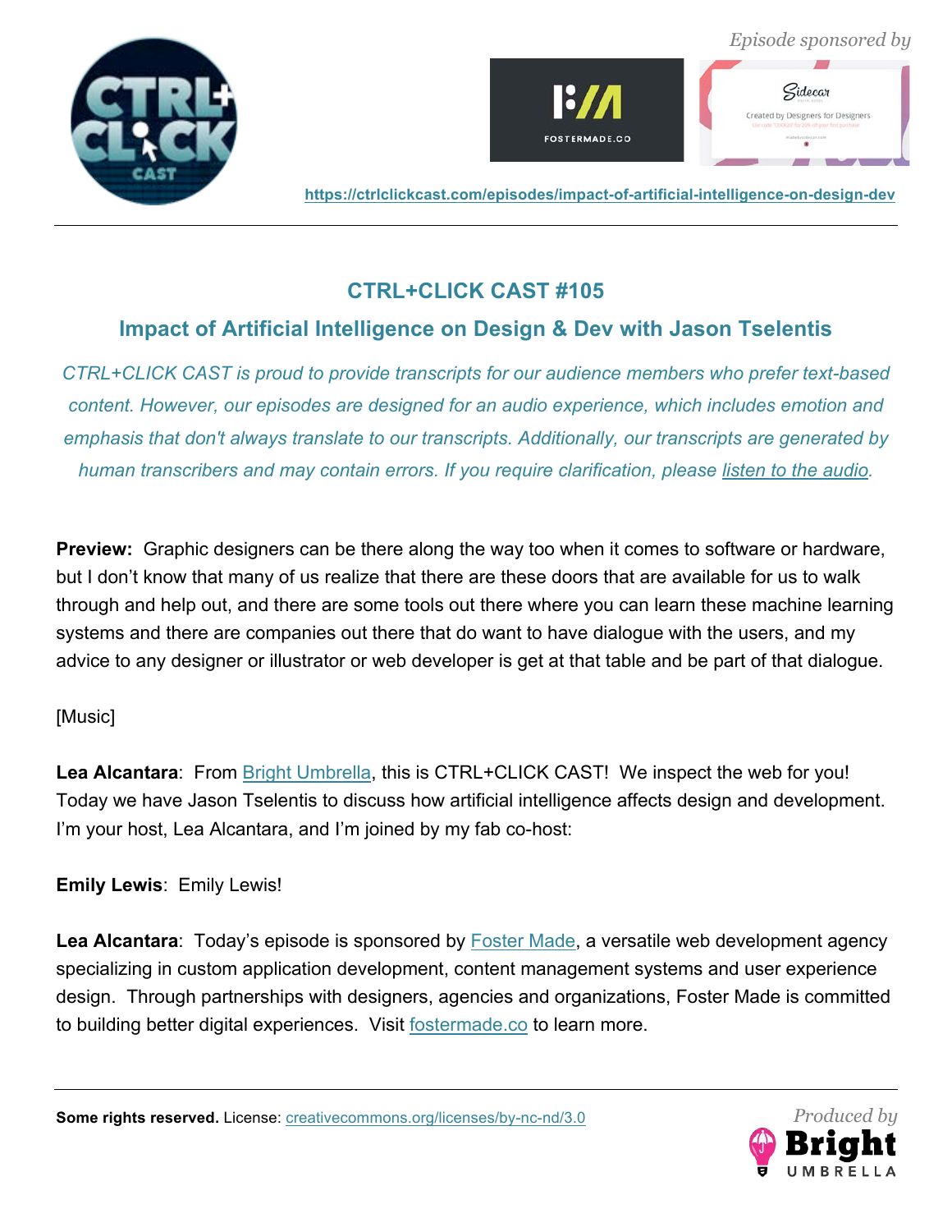*Episode sponsored by*

https://ctrlclickcast.com/episodes/impact-of-artificial-intelligence-on-design-dev

## CTRL+CLICK CAST #105

## Impact of Artificial Intelligence on Design & Dev with Jason Tselentis

*CTRL+CLICK CAST is proud to provide transcripts for our audience members who prefer text-based content. However, our episodes are designed for an audio experience, which includes emotion and emphasis that don't always translate to our transcripts. Additionally, our transcripts are generated by human transcribers and may contain errors. If you require clarification, please listen to the audio.*

**Preview:** Graphic designers can be there along the way too when it comes to software or hardware, but I don't know that many of us realize that there are these doors that are available for us to walk through and help out, and there are some tools out there where you can learn these machine learning systems and there are companies out there that do want to have dialogue with the users, and my advice to any designer or illustrator or web developer is get at that table and be part of that dialogue.

[Music]

**Lea Alcantara**: From Bright Umbrella, this is CTRL+CLICK CAST! We inspect the web for you! Today we have Jason Tselentis to discuss how artificial intelligence affects design and development. I'm your host, Lea Alcantara, and I'm joined by my fab co-host:

**Emily Lewis**: Emily Lewis!

**Lea Alcantara**: Today's episode is sponsored by Foster Made, a versatile web development agency specializing in custom application development, content management systems and user experience design. Through partnerships with designers, agencies and organizations, Foster Made is committed to building better digital experiences. Visit fostermade.co to learn more.

**Some rights reserved.** License: creativecommons.org/licenses/by-nc-nd/3.0

*Produced by* Bright Umbrella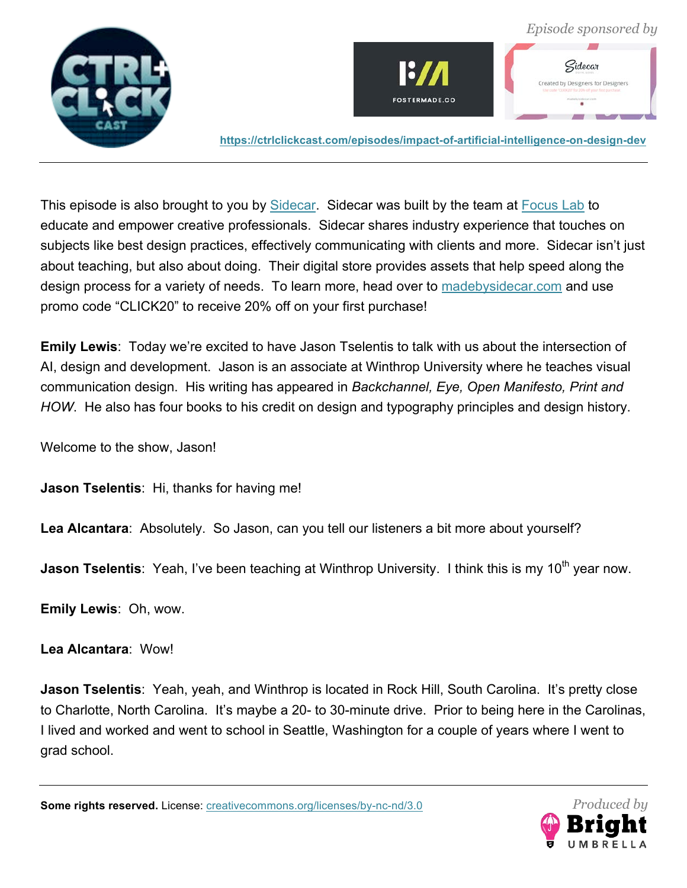This episode is also brought to you by [Sidecar](). Sidecar was built by the team at [Focus Lab]() to educate and empower creative professionals. Sidecar shares industry experience that touches on subjects like best design practices, effectively communicating with clients and more. Sidecar isn't just about teaching, but also about doing. Their digital store provides assets that help speed along the design process for a variety of needs. To learn more, head over to [madebysidecar.com]() and use promo code "CLICK20" to receive 20% off on your first purchase!

**Emily Lewis**: Today we're excited to have Jason Tselentis to talk with us about the intersection of AI, design and development. Jason is an associate at Winthrop University where he teaches visual communication design. His writing has appeared in *Backchannel, Eye, Open Manifesto, Print and HOW*. He also has four books to his credit on design and typography principles and design history.

Welcome to the show, Jason!

**Jason Tselentis**: Hi, thanks for having me!

**Lea Alcantara**: Absolutely. So Jason, can you tell our listeners a bit more about yourself?

**Jason Tselentis**: Yeah, I've been teaching at Winthrop University. I think this is my 10th year now.

**Emily Lewis**: Oh, wow.

**Lea Alcantara**: Wow!

**Jason Tselentis**: Yeah, yeah, and Winthrop is located in Rock Hill, South Carolina. It's pretty close to Charlotte, North Carolina. It's maybe a 20- to 30-minute drive. Prior to being here in the Carolinas, I lived and worked and went to school in Seattle, Washington for a couple of years where I went to grad school.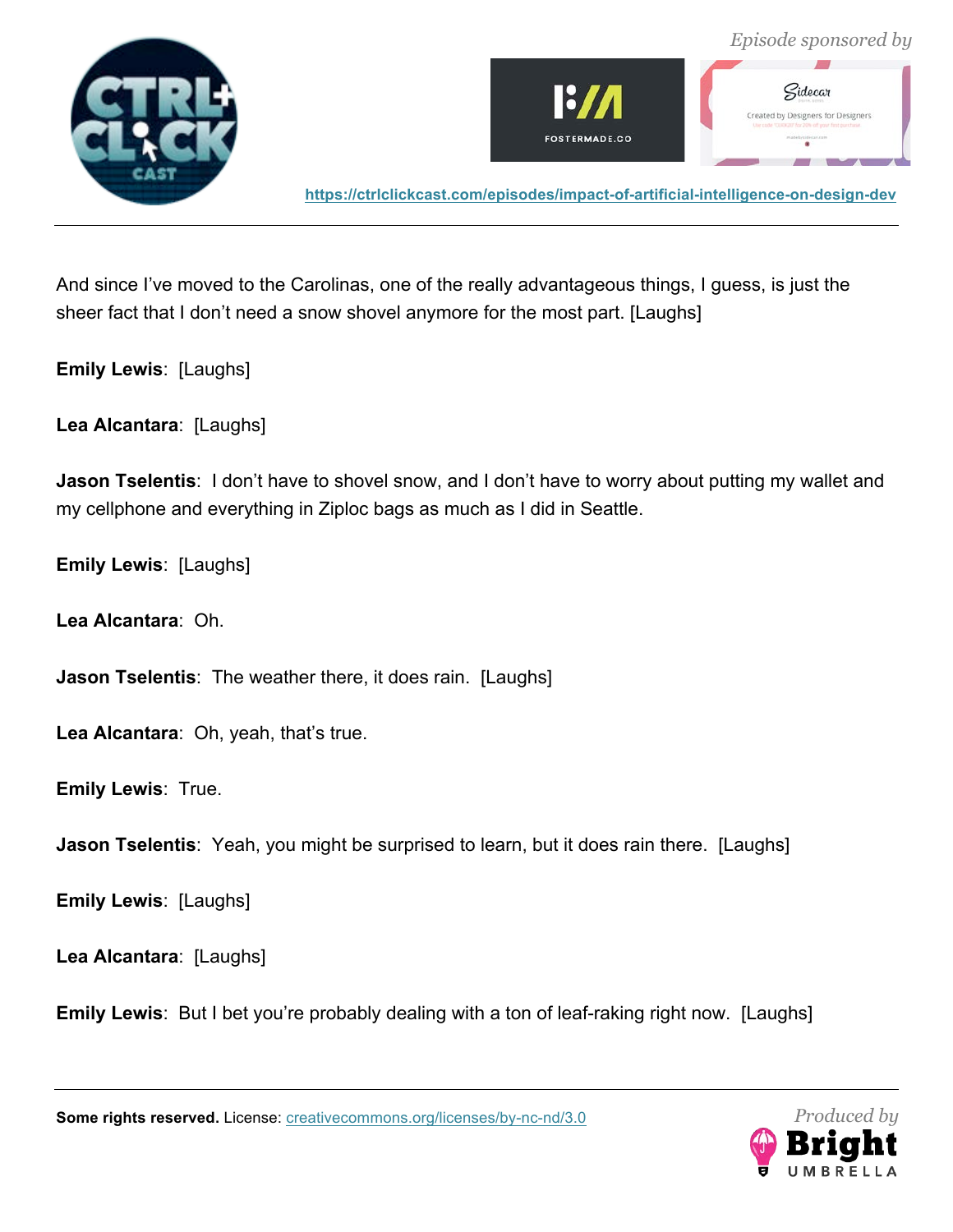And since I've moved to the Carolinas, one of the really advantageous things, I guess, is just the sheer fact that I don't need a snow shovel anymore for the most part. [Laughs]

**Emily Lewis**: [Laughs]

**Lea Alcantara**: [Laughs]

**Jason Tselentis**: I don't have to shovel snow, and I don't have to worry about putting my wallet and my cellphone and everything in Ziploc bags as much as I did in Seattle.

**Emily Lewis**: [Laughs]

**Lea Alcantara**: Oh.

**Jason Tselentis**: The weather there, it does rain. [Laughs]

**Lea Alcantara**: Oh, yeah, that's true.

**Emily Lewis**: True.

**Jason Tselentis**: Yeah, you might be surprised to learn, but it does rain there. [Laughs]

**Emily Lewis**: [Laughs]

**Lea Alcantara**: [Laughs]

**Emily Lewis**: But I bet you're probably dealing with a ton of leaf-raking right now. [Laughs]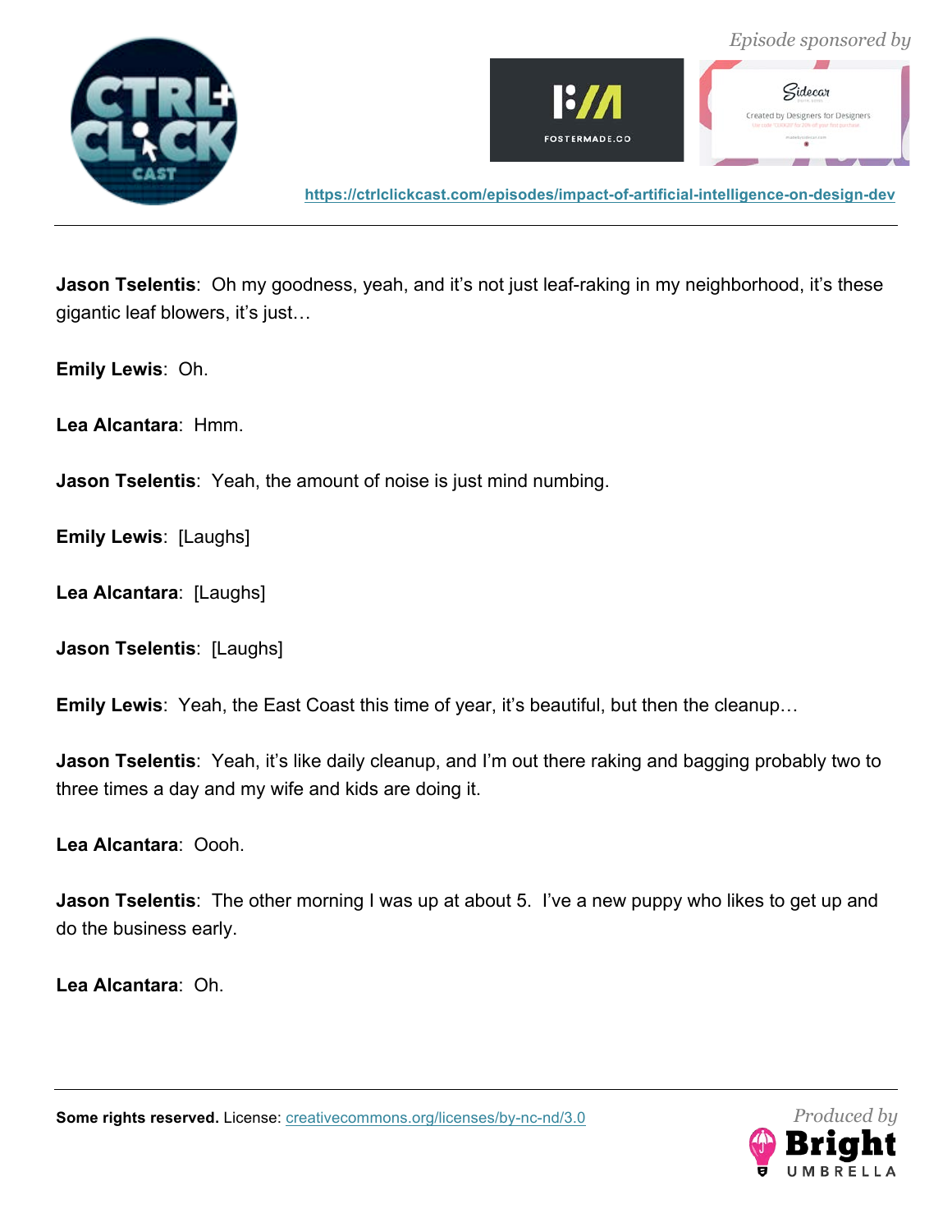**Jason Tselentis**: Oh my goodness, yeah, and it's not just leaf-raking in my neighborhood, it's these gigantic leaf blowers, it's just…

**Emily Lewis**: Oh.

**Lea Alcantara**: Hmm.

**Jason Tselentis**: Yeah, the amount of noise is just mind numbing.

**Emily Lewis**: [Laughs]

**Lea Alcantara**: [Laughs]

**Jason Tselentis**: [Laughs]

**Emily Lewis**: Yeah, the East Coast this time of year, it's beautiful, but then the cleanup…

**Jason Tselentis**: Yeah, it's like daily cleanup, and I'm out there raking and bagging probably two to three times a day and my wife and kids are doing it.

**Lea Alcantara**: Oooh.

**Jason Tselentis**: The other morning I was up at about 5. I've a new puppy who likes to get up and do the business early.

**Lea Alcantara**: Oh.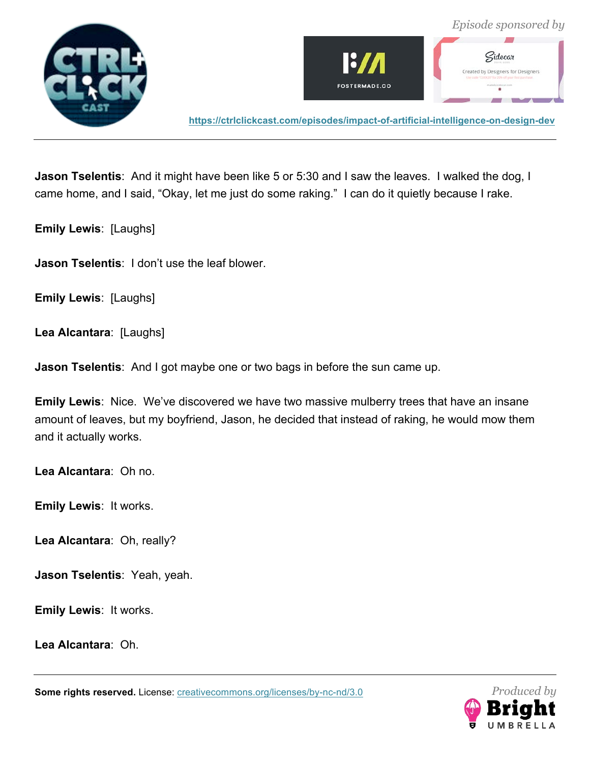**Jason Tselentis**: And it might have been like 5 or 5:30 and I saw the leaves. I walked the dog, I came home, and I said, "Okay, let me just do some raking." I can do it quietly because I rake.

**Emily Lewis**: [Laughs]

**Jason Tselentis**: I don't use the leaf blower.

**Emily Lewis**: [Laughs]

**Lea Alcantara**: [Laughs]

**Jason Tselentis**: And I got maybe one or two bags in before the sun came up.

**Emily Lewis**: Nice. We've discovered we have two massive mulberry trees that have an insane amount of leaves, but my boyfriend, Jason, he decided that instead of raking, he would mow them and it actually works.

**Lea Alcantara**: Oh no.

**Emily Lewis**: It works.

**Lea Alcantara**: Oh, really?

**Jason Tselentis**: Yeah, yeah.

**Emily Lewis**: It works.

**Lea Alcantara**: Oh.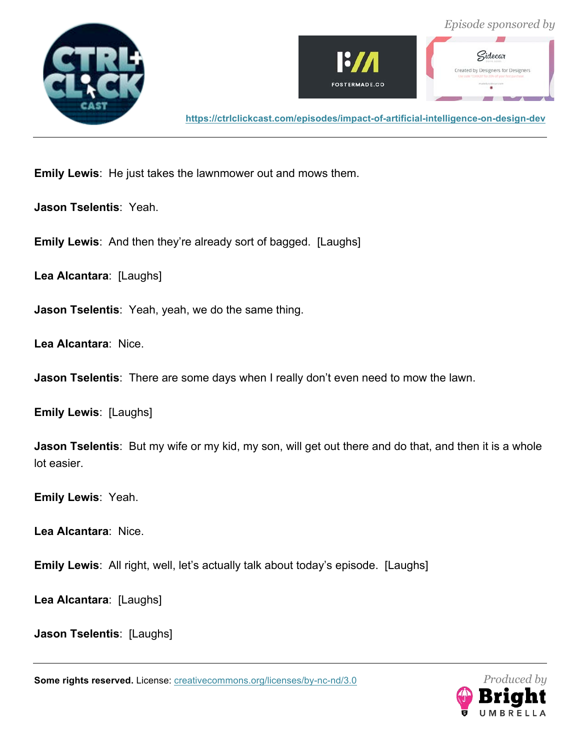**Emily Lewis**: He just takes the lawnmower out and mows them.

**Jason Tselentis**: Yeah.

**Emily Lewis**: And then they're already sort of bagged. [Laughs]

**Lea Alcantara**: [Laughs]

**Jason Tselentis**: Yeah, yeah, we do the same thing.

**Lea Alcantara**: Nice.

**Jason Tselentis**: There are some days when I really don't even need to mow the lawn.

**Emily Lewis**: [Laughs]

**Jason Tselentis**: But my wife or my kid, my son, will get out there and do that, and then it is a whole lot easier.

**Emily Lewis**: Yeah.

**Lea Alcantara**: Nice.

**Emily Lewis**: All right, well, let's actually talk about today's episode. [Laughs]

**Lea Alcantara**: [Laughs]

**Jason Tselentis**: [Laughs]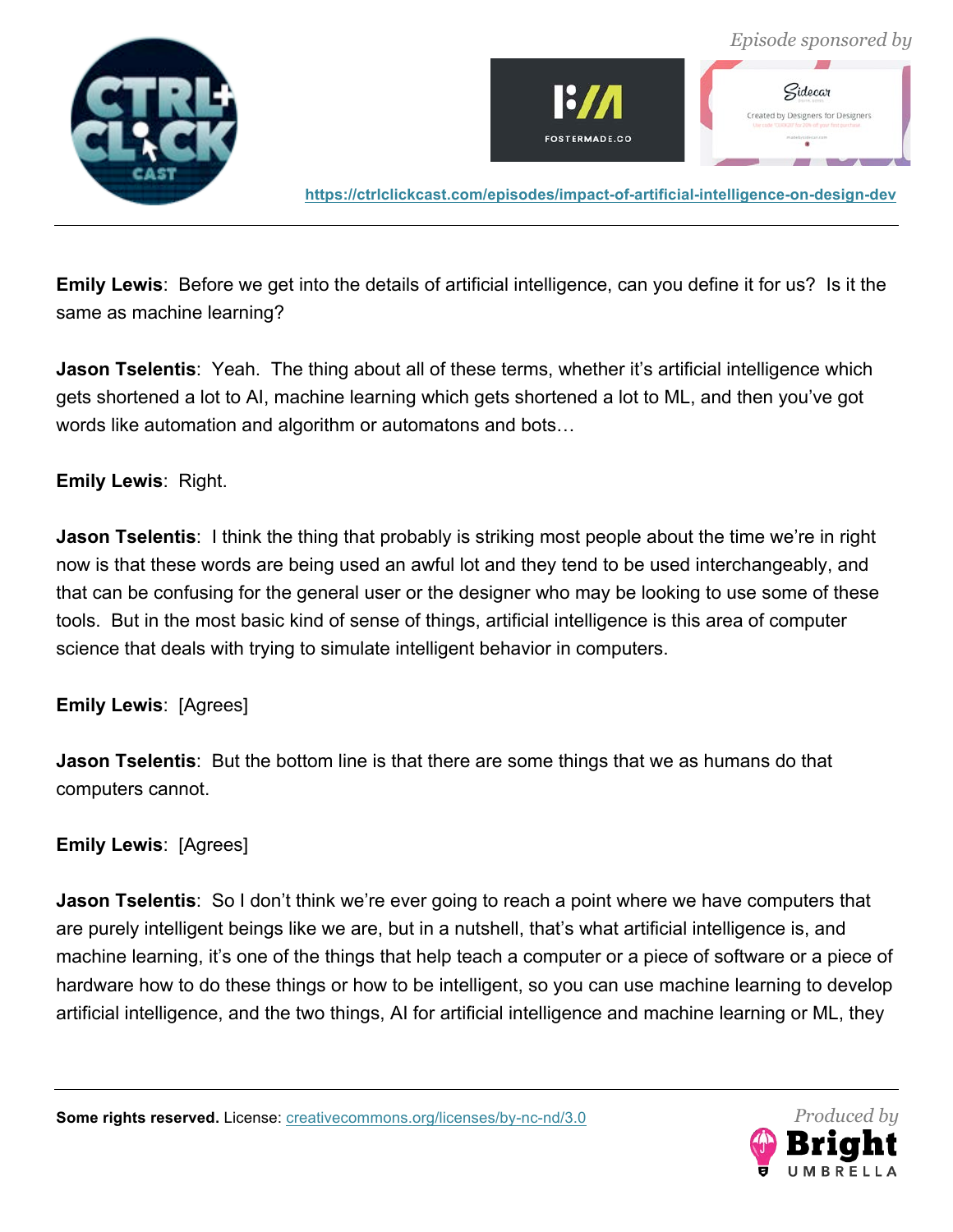**Emily Lewis**: Before we get into the details of artificial intelligence, can you define it for us? Is it the same as machine learning?

**Jason Tselentis**: Yeah. The thing about all of these terms, whether it's artificial intelligence which gets shortened a lot to AI, machine learning which gets shortened a lot to ML, and then you've got words like automation and algorithm or automatons and bots…

**Emily Lewis**: Right.

**Jason Tselentis**: I think the thing that probably is striking most people about the time we're in right now is that these words are being used an awful lot and they tend to be used interchangeably, and that can be confusing for the general user or the designer who may be looking to use some of these tools. But in the most basic kind of sense of things, artificial intelligence is this area of computer science that deals with trying to simulate intelligent behavior in computers.

**Emily Lewis**: [Agrees]

**Jason Tselentis**: But the bottom line is that there are some things that we as humans do that computers cannot.

**Emily Lewis**: [Agrees]

**Jason Tselentis**: So I don't think we're ever going to reach a point where we have computers that are purely intelligent beings like we are, but in a nutshell, that's what artificial intelligence is, and machine learning, it's one of the things that help teach a computer or a piece of software or a piece of hardware how to do these things or how to be intelligent, so you can use machine learning to develop artificial intelligence, and the two things, AI for artificial intelligence and machine learning or ML, they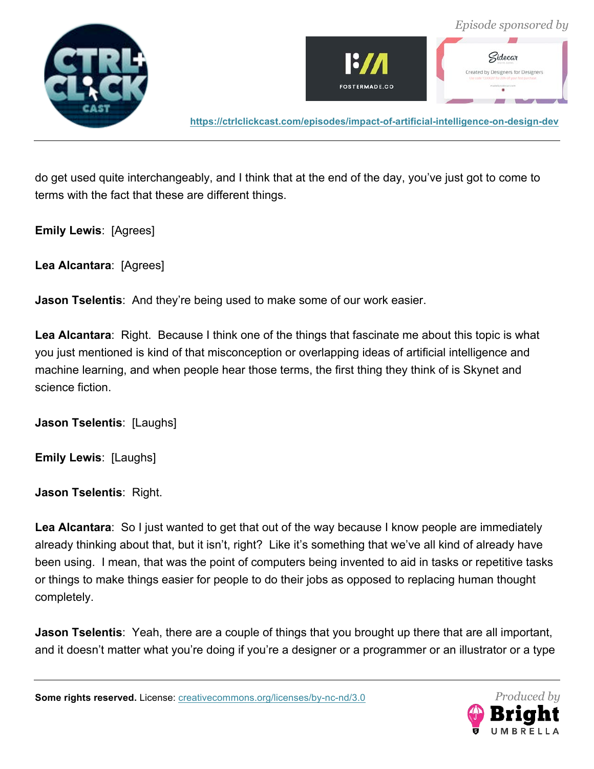do get used quite interchangeably, and I think that at the end of the day, you've just got to come to terms with the fact that these are different things.

**Emily Lewis**: [Agrees]

**Lea Alcantara**: [Agrees]

**Jason Tselentis**: And they're being used to make some of our work easier.

**Lea Alcantara**: Right. Because I think one of the things that fascinate me about this topic is what you just mentioned is kind of that misconception or overlapping ideas of artificial intelligence and machine learning, and when people hear those terms, the first thing they think of is Skynet and science fiction.

**Jason Tselentis**: [Laughs]

**Emily Lewis**: [Laughs]

**Jason Tselentis**: Right.

**Lea Alcantara**: So I just wanted to get that out of the way because I know people are immediately already thinking about that, but it isn't, right? Like it's something that we've all kind of already have been using. I mean, that was the point of computers being invented to aid in tasks or repetitive tasks or things to make things easier for people to do their jobs as opposed to replacing human thought completely.

**Jason Tselentis**: Yeah, there are a couple of things that you brought up there that are all important, and it doesn't matter what you're doing if you're a designer or a programmer or an illustrator or a type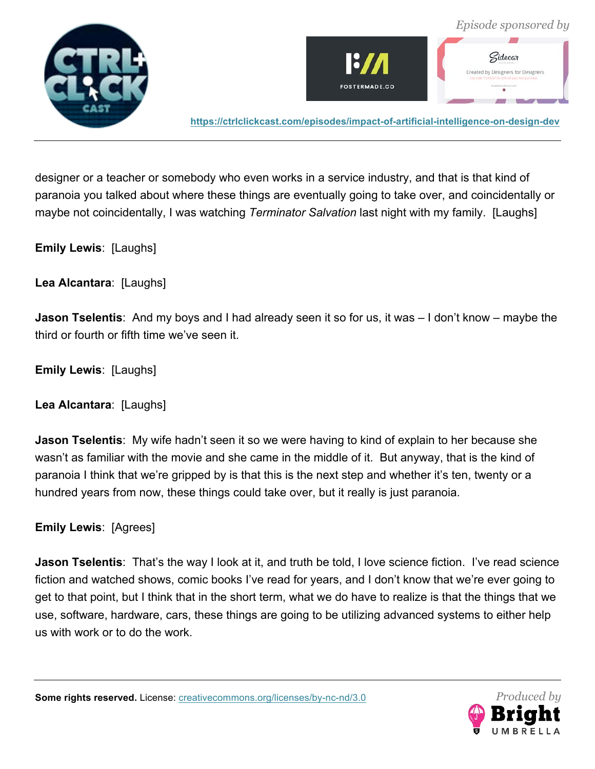designer or a teacher or somebody who even works in a service industry, and that is that kind of paranoia you talked about where these things are eventually going to take over, and coincidentally or maybe not coincidentally, I was watching *Terminator Salvation* last night with my family. [Laughs]

**Emily Lewis**: [Laughs]

**Lea Alcantara**: [Laughs]

**Jason Tselentis**: And my boys and I had already seen it so for us, it was – I don't know – maybe the third or fourth or fifth time we've seen it.

**Emily Lewis**: [Laughs]

**Lea Alcantara**: [Laughs]

**Jason Tselentis**: My wife hadn't seen it so we were having to kind of explain to her because she wasn't as familiar with the movie and she came in the middle of it. But anyway, that is the kind of paranoia I think that we're gripped by is that this is the next step and whether it's ten, twenty or a hundred years from now, these things could take over, but it really is just paranoia.

**Emily Lewis**: [Agrees]

**Jason Tselentis**: That's the way I look at it, and truth be told, I love science fiction. I've read science fiction and watched shows, comic books I've read for years, and I don't know that we're ever going to get to that point, but I think that in the short term, what we do have to realize is that the things that we use, software, hardware, cars, these things are going to be utilizing advanced systems to either help us with work or to do the work.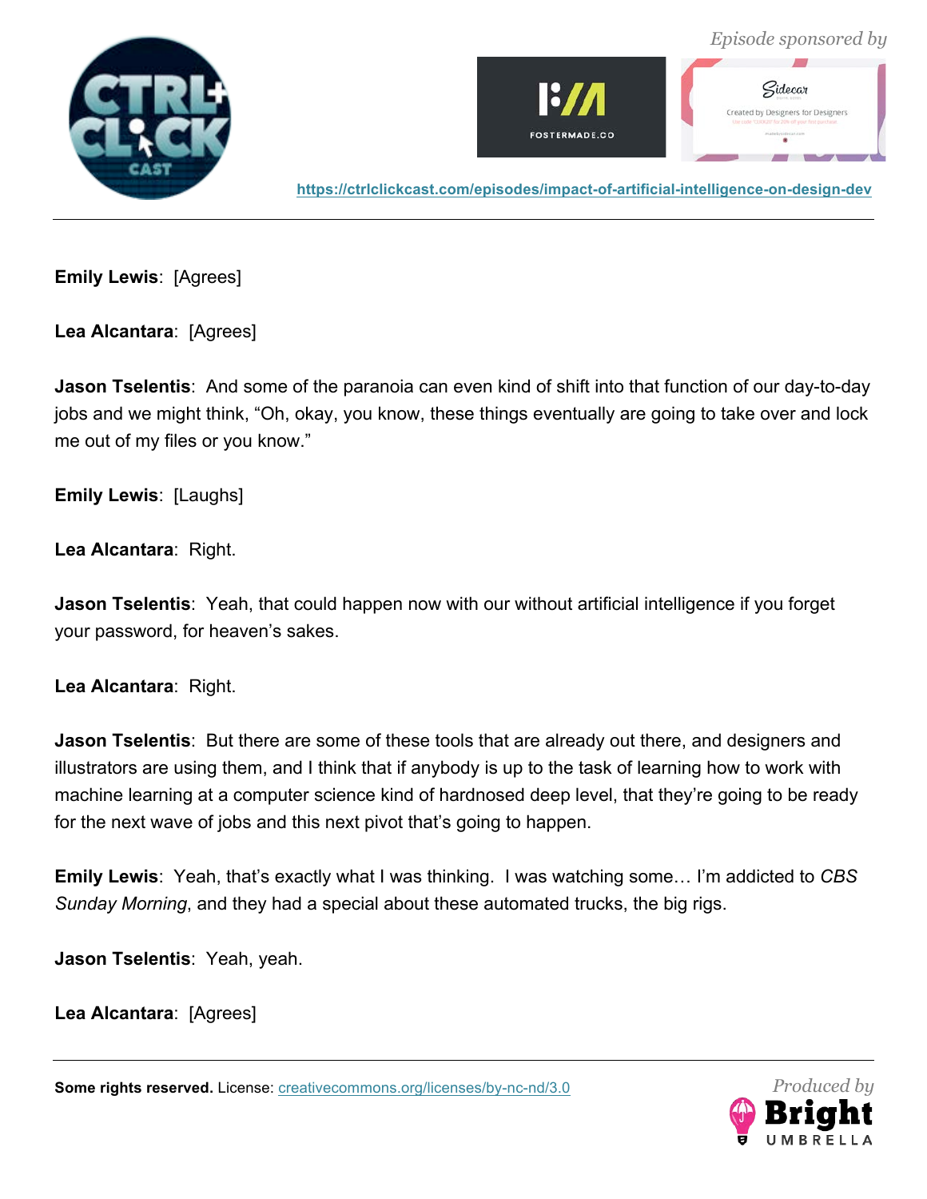**Emily Lewis**: [Agrees]

**Lea Alcantara**: [Agrees]

**Jason Tselentis**: And some of the paranoia can even kind of shift into that function of our day-to-day jobs and we might think, "Oh, okay, you know, these things eventually are going to take over and lock me out of my files or you know."

**Emily Lewis**: [Laughs]

**Lea Alcantara**: Right.

**Jason Tselentis**: Yeah, that could happen now with our without artificial intelligence if you forget your password, for heaven's sakes.

**Lea Alcantara**: Right.

**Jason Tselentis**: But there are some of these tools that are already out there, and designers and illustrators are using them, and I think that if anybody is up to the task of learning how to work with machine learning at a computer science kind of hardnosed deep level, that they're going to be ready for the next wave of jobs and this next pivot that's going to happen.

**Emily Lewis**: Yeah, that's exactly what I was thinking. I was watching some… I'm addicted to *CBS Sunday Morning*, and they had a special about these automated trucks, the big rigs.

**Jason Tselentis**: Yeah, yeah.

**Lea Alcantara**: [Agrees]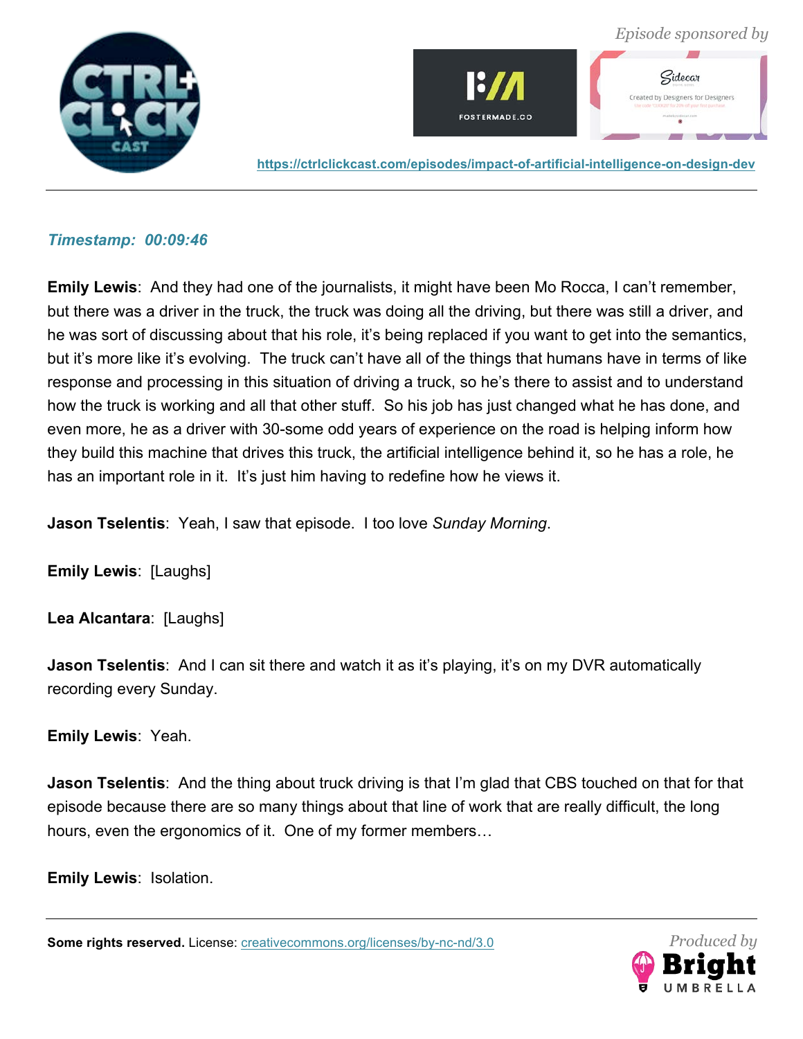*Timestamp: 00:09:46*

**Emily Lewis**: And they had one of the journalists, it might have been Mo Rocca, I can't remember, but there was a driver in the truck, the truck was doing all the driving, but there was still a driver, and he was sort of discussing about that his role, it's being replaced if you want to get into the semantics, but it's more like it's evolving. The truck can't have all of the things that humans have in terms of like response and processing in this situation of driving a truck, so he's there to assist and to understand how the truck is working and all that other stuff. So his job has just changed what he has done, and even more, he as a driver with 30-some odd years of experience on the road is helping inform how they build this machine that drives this truck, the artificial intelligence behind it, so he has a role, he has an important role in it. It's just him having to redefine how he views it.

**Jason Tselentis**: Yeah, I saw that episode. I too love *Sunday Morning*.

**Emily Lewis**: [Laughs]

**Lea Alcantara**: [Laughs]

**Jason Tselentis**: And I can sit there and watch it as it's playing, it's on my DVR automatically recording every Sunday.

**Emily Lewis**: Yeah.

**Jason Tselentis**: And the thing about truck driving is that I'm glad that CBS touched on that for that episode because there are so many things about that line of work that are really difficult, the long hours, even the ergonomics of it. One of my former members…

**Emily Lewis**: Isolation.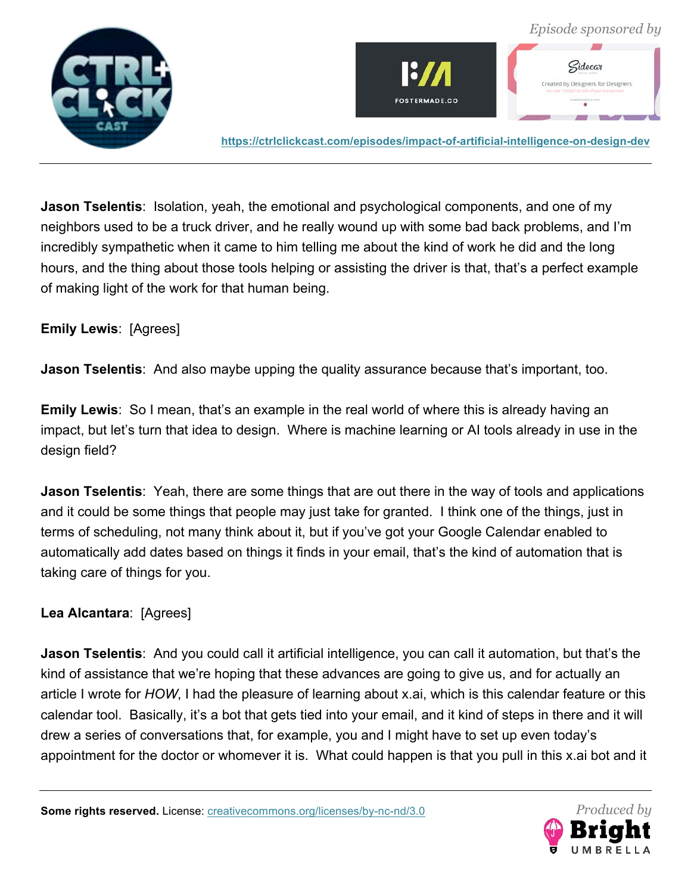**Jason Tselentis**: Isolation, yeah, the emotional and psychological components, and one of my neighbors used to be a truck driver, and he really wound up with some bad back problems, and I'm incredibly sympathetic when it came to him telling me about the kind of work he did and the long hours, and the thing about those tools helping or assisting the driver is that, that's a perfect example of making light of the work for that human being.

**Emily Lewis**: [Agrees]

**Jason Tselentis**: And also maybe upping the quality assurance because that's important, too.

**Emily Lewis**: So I mean, that's an example in the real world of where this is already having an impact, but let's turn that idea to design. Where is machine learning or AI tools already in use in the design field?

**Jason Tselentis**: Yeah, there are some things that are out there in the way of tools and applications and it could be some things that people may just take for granted. I think one of the things, just in terms of scheduling, not many think about it, but if you've got your Google Calendar enabled to automatically add dates based on things it finds in your email, that's the kind of automation that is taking care of things for you.

**Lea Alcantara**: [Agrees]

**Jason Tselentis**: And you could call it artificial intelligence, you can call it automation, but that's the kind of assistance that we're hoping that these advances are going to give us, and for actually an article I wrote for *HOW*, I had the pleasure of learning about x.ai, which is this calendar feature or this calendar tool. Basically, it's a bot that gets tied into your email, and it kind of steps in there and it will drew a series of conversations that, for example, you and I might have to set up even today's appointment for the doctor or whomever it is. What could happen is that you pull in this x.ai bot and it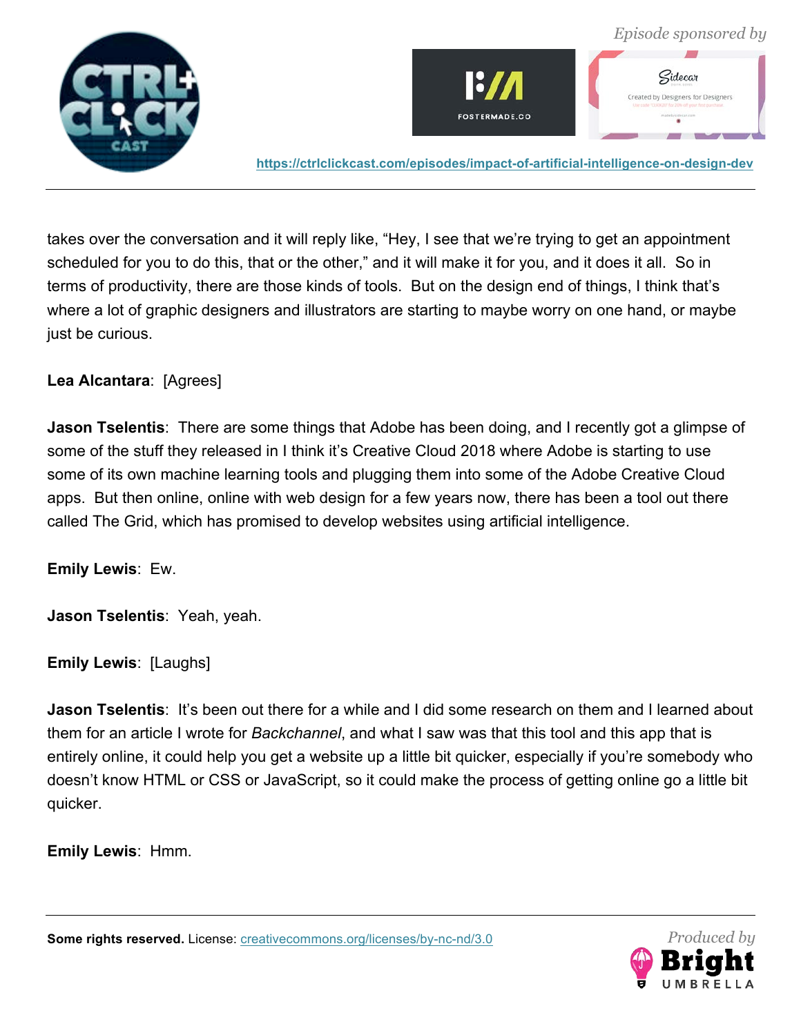takes over the conversation and it will reply like, “Hey, I see that we’re trying to get an appointment scheduled for you to do this, that or the other,” and it will make it for you, and it does it all. So in terms of productivity, there are those kinds of tools. But on the design end of things, I think that’s where a lot of graphic designers and illustrators are starting to maybe worry on one hand, or maybe just be curious.

**Lea Alcantara**: [Agrees]

**Jason Tselentis**: There are some things that Adobe has been doing, and I recently got a glimpse of some of the stuff they released in I think it’s Creative Cloud 2018 where Adobe is starting to use some of its own machine learning tools and plugging them into some of the Adobe Creative Cloud apps. But then online, online with web design for a few years now, there has been a tool out there called The Grid, which has promised to develop websites using artificial intelligence.

**Emily Lewis**: Ew.

**Jason Tselentis**: Yeah, yeah.

**Emily Lewis**: [Laughs]

**Jason Tselentis**: It’s been out there for a while and I did some research on them and I learned about them for an article I wrote for *Backchannel*, and what I saw was that this tool and this app that is entirely online, it could help you get a website up a little bit quicker, especially if you’re somebody who doesn’t know HTML or CSS or JavaScript, so it could make the process of getting online go a little bit quicker.

**Emily Lewis**: Hmm.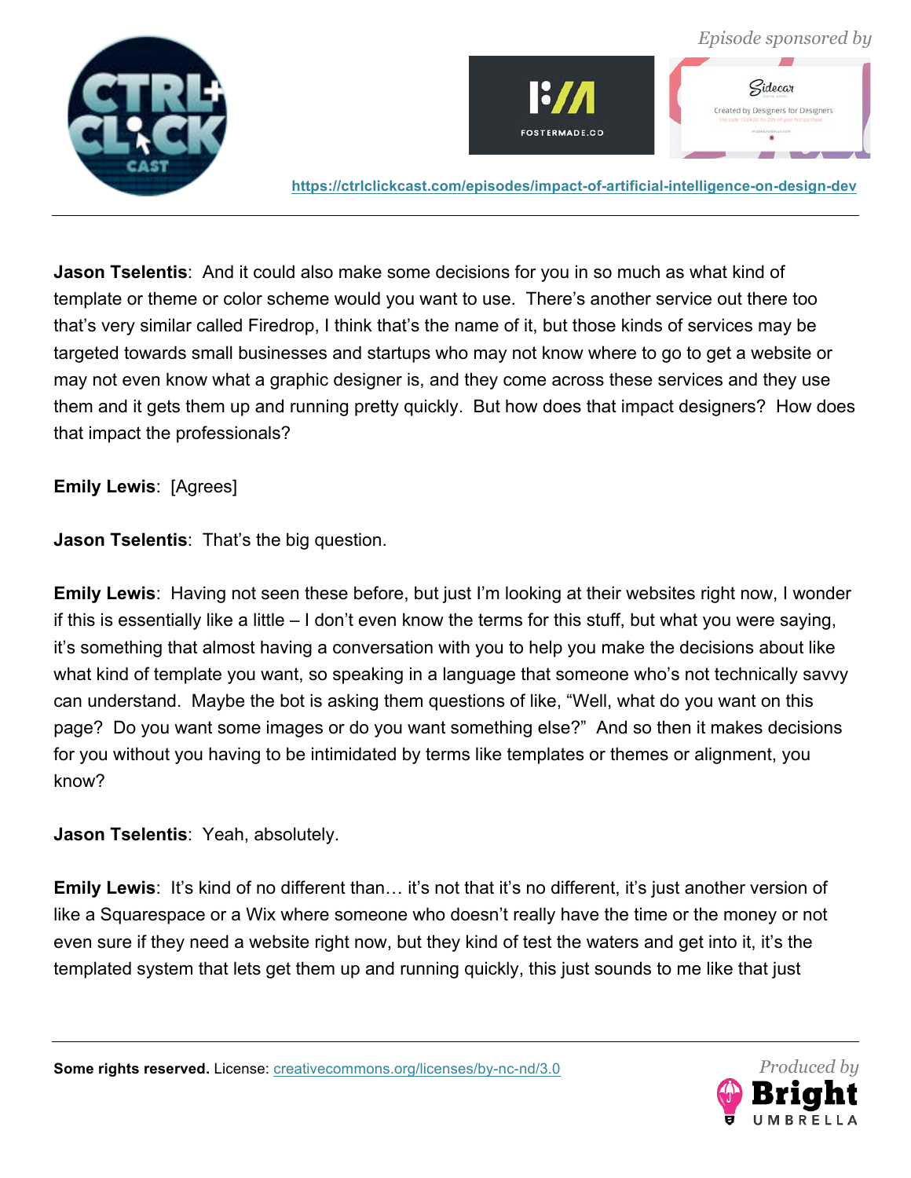**Jason Tselentis**: And it could also make some decisions for you in so much as what kind of template or theme or color scheme would you want to use. There's another service out there too that's very similar called Firedrop, I think that's the name of it, but those kinds of services may be targeted towards small businesses and startups who may not know where to go to get a website or may not even know what a graphic designer is, and they come across these services and they use them and it gets them up and running pretty quickly. But how does that impact designers? How does that impact the professionals?

**Emily Lewis**: [Agrees]

**Jason Tselentis**: That's the big question.

**Emily Lewis**: Having not seen these before, but just I'm looking at their websites right now, I wonder if this is essentially like a little – I don't even know the terms for this stuff, but what you were saying, it's something that almost having a conversation with you to help you make the decisions about like what kind of template you want, so speaking in a language that someone who's not technically savvy can understand. Maybe the bot is asking them questions of like, "Well, what do you want on this page? Do you want some images or do you want something else?" And so then it makes decisions for you without you having to be intimidated by terms like templates or themes or alignment, you know?

**Jason Tselentis**: Yeah, absolutely.

**Emily Lewis**: It's kind of no different than… it's not that it's no different, it's just another version of like a Squarespace or a Wix where someone who doesn't really have the time or the money or not even sure if they need a website right now, but they kind of test the waters and get into it, it's the templated system that lets get them up and running quickly, this just sounds to me like that just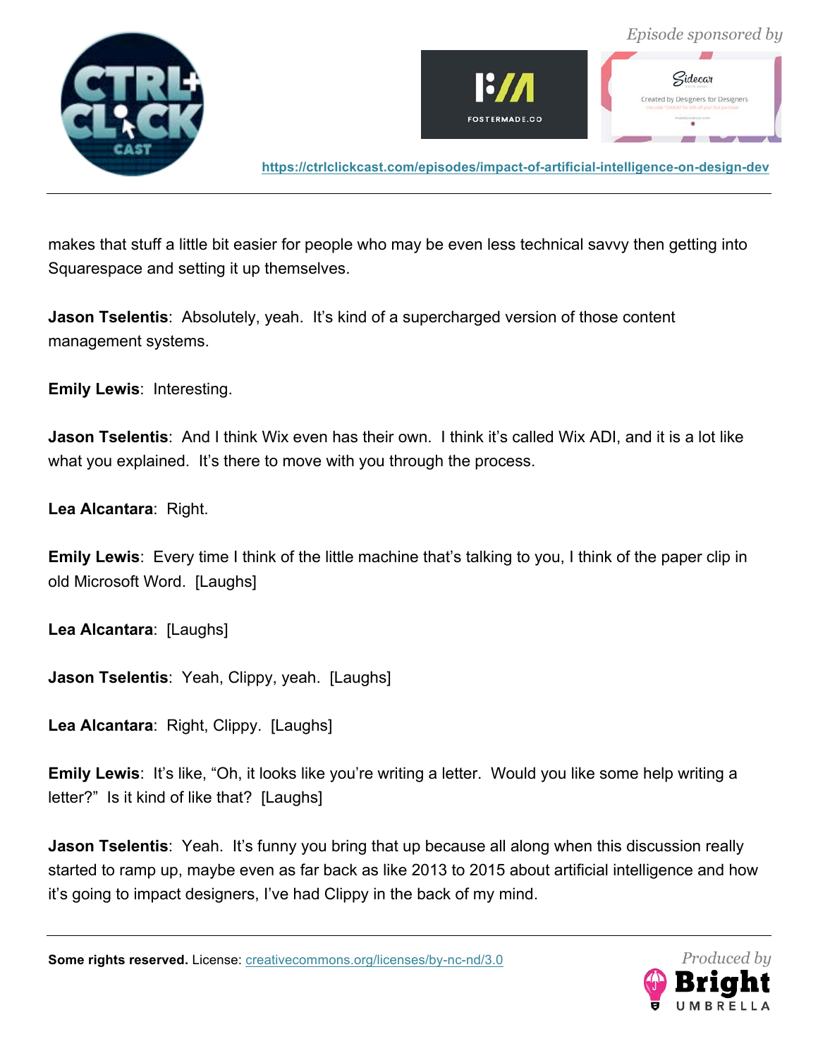makes that stuff a little bit easier for people who may be even less technical savvy then getting into Squarespace and setting it up themselves.

**Jason Tselentis**: Absolutely, yeah. It's kind of a supercharged version of those content management systems.

**Emily Lewis**: Interesting.

**Jason Tselentis**: And I think Wix even has their own. I think it's called Wix ADI, and it is a lot like what you explained. It's there to move with you through the process.

**Lea Alcantara**: Right.

**Emily Lewis**: Every time I think of the little machine that's talking to you, I think of the paper clip in old Microsoft Word. [Laughs]

**Lea Alcantara**: [Laughs]

**Jason Tselentis**: Yeah, Clippy, yeah. [Laughs]

**Lea Alcantara**: Right, Clippy. [Laughs]

**Emily Lewis**: It's like, "Oh, it looks like you're writing a letter. Would you like some help writing a letter?" Is it kind of like that? [Laughs]

**Jason Tselentis**: Yeah. It's funny you bring that up because all along when this discussion really started to ramp up, maybe even as far back as like 2013 to 2015 about artificial intelligence and how it's going to impact designers, I've had Clippy in the back of my mind.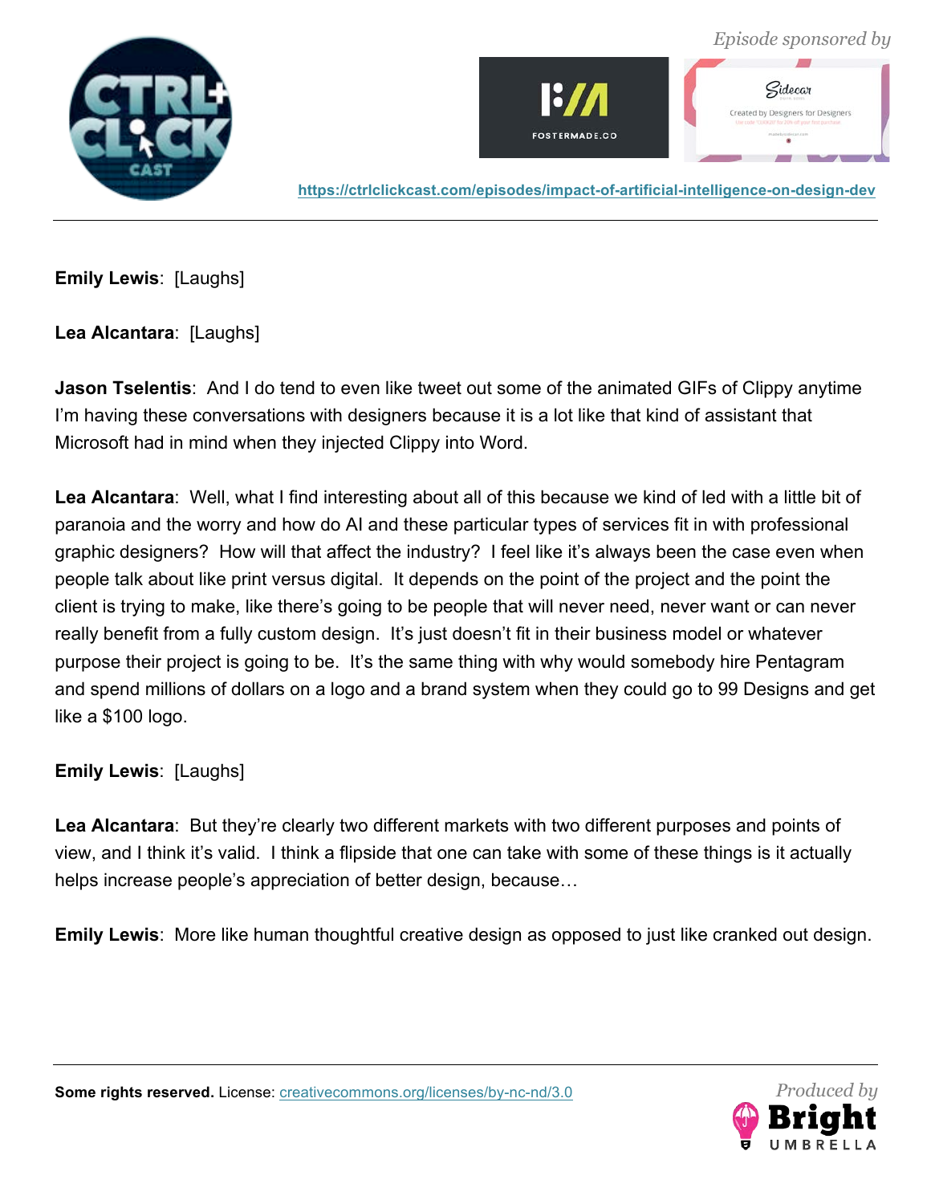**Emily Lewis**: [Laughs]

**Lea Alcantara**: [Laughs]

**Jason Tselentis**: And I do tend to even like tweet out some of the animated GIFs of Clippy anytime I'm having these conversations with designers because it is a lot like that kind of assistant that Microsoft had in mind when they injected Clippy into Word.

**Lea Alcantara**: Well, what I find interesting about all of this because we kind of led with a little bit of paranoia and the worry and how do AI and these particular types of services fit in with professional graphic designers? How will that affect the industry? I feel like it's always been the case even when people talk about like print versus digital. It depends on the point of the project and the point the client is trying to make, like there's going to be people that will never need, never want or can never really benefit from a fully custom design. It's just doesn't fit in their business model or whatever purpose their project is going to be. It's the same thing with why would somebody hire Pentagram and spend millions of dollars on a logo and a brand system when they could go to 99 Designs and get like a $100 logo.

**Emily Lewis**: [Laughs]

**Lea Alcantara**: But they're clearly two different markets with two different purposes and points of view, and I think it's valid. I think a flipside that one can take with some of these things is it actually helps increase people's appreciation of better design, because…

**Emily Lewis**: More like human thoughtful creative design as opposed to just like cranked out design.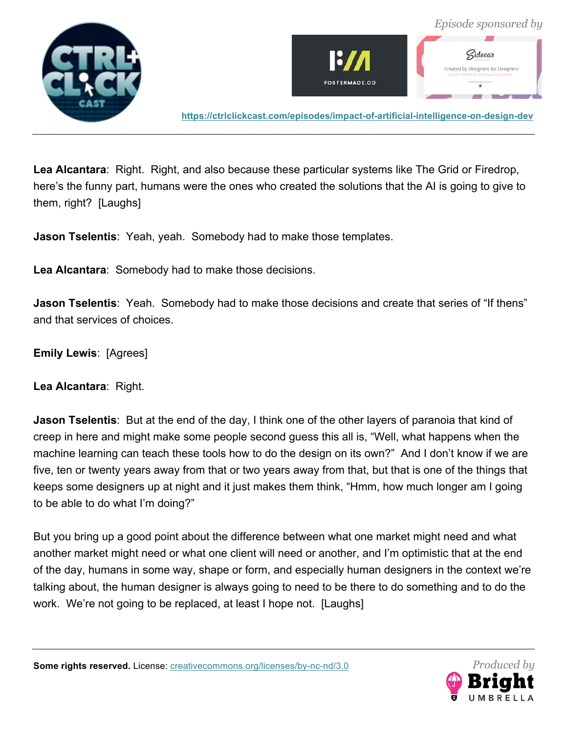**Lea Alcantara**: Right. Right, and also because these particular systems like The Grid or Firedrop, here's the funny part, humans were the ones who created the solutions that the AI is going to give to them, right? [Laughs]

**Jason Tselentis**: Yeah, yeah. Somebody had to make those templates.

**Lea Alcantara**: Somebody had to make those decisions.

**Jason Tselentis**: Yeah. Somebody had to make those decisions and create that series of "If thens" and that services of choices.

**Emily Lewis**: [Agrees]

**Lea Alcantara**: Right.

**Jason Tselentis**: But at the end of the day, I think one of the other layers of paranoia that kind of creep in here and might make some people second guess this all is, "Well, what happens when the machine learning can teach these tools how to do the design on its own?" And I don't know if we are five, ten or twenty years away from that or two years away from that, but that is one of the things that keeps some designers up at night and it just makes them think, "Hmm, how much longer am I going to be able to do what I'm doing?"

But you bring up a good point about the difference between what one market might need and what another market might need or what one client will need or another, and I'm optimistic that at the end of the day, humans in some way, shape or form, and especially human designers in the context we're talking about, the human designer is always going to need to be there to do something and to do the work. We're not going to be replaced, at least I hope not. [Laughs]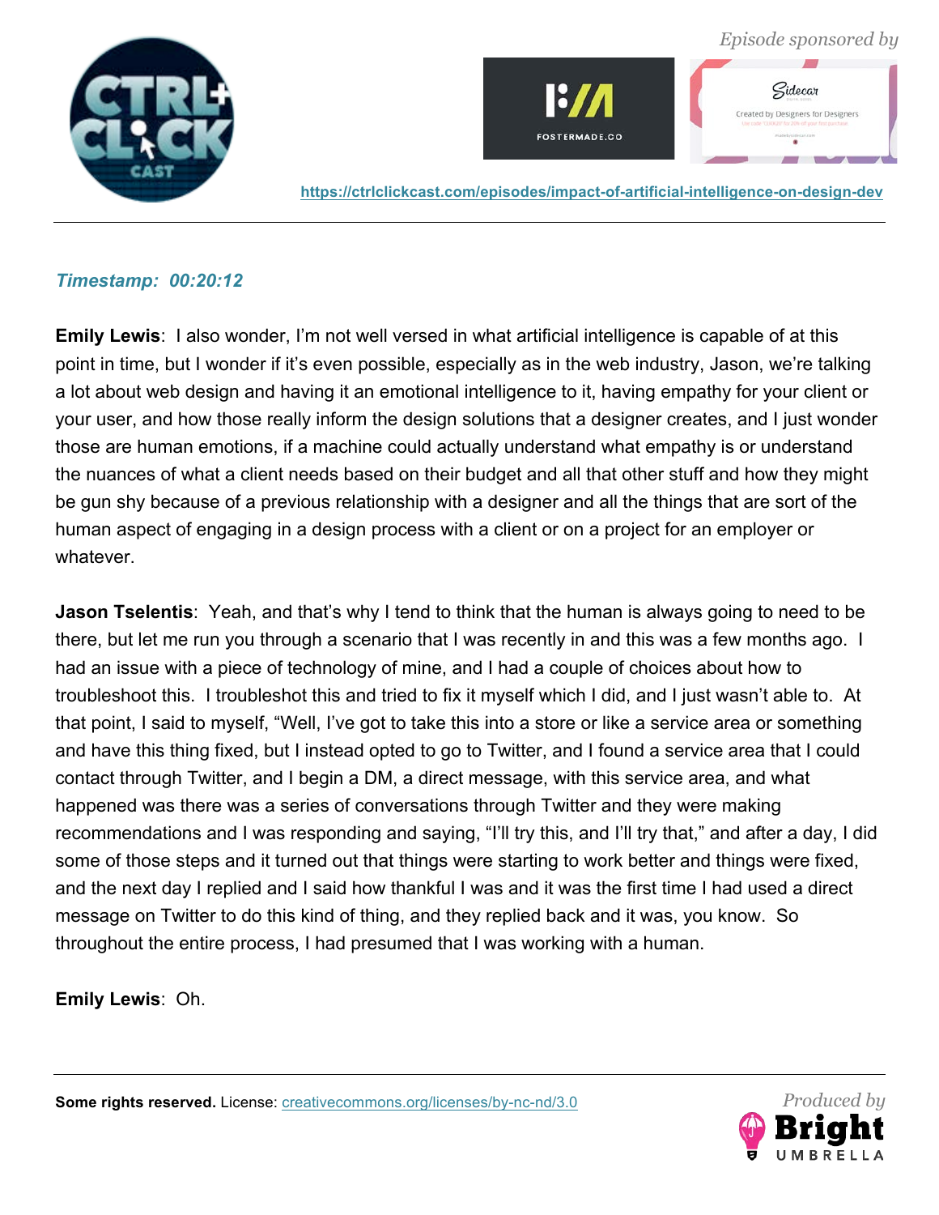*Timestamp: 00:20:12*

**Emily Lewis**: I also wonder, I'm not well versed in what artificial intelligence is capable of at this point in time, but I wonder if it's even possible, especially as in the web industry, Jason, we're talking a lot about web design and having it an emotional intelligence to it, having empathy for your client or your user, and how those really inform the design solutions that a designer creates, and I just wonder those are human emotions, if a machine could actually understand what empathy is or understand the nuances of what a client needs based on their budget and all that other stuff and how they might be gun shy because of a previous relationship with a designer and all the things that are sort of the human aspect of engaging in a design process with a client or on a project for an employer or whatever.

**Jason Tselentis**: Yeah, and that's why I tend to think that the human is always going to need to be there, but let me run you through a scenario that I was recently in and this was a few months ago. I had an issue with a piece of technology of mine, and I had a couple of choices about how to troubleshoot this. I troubleshoot this and tried to fix it myself which I did, and I just wasn't able to. At that point, I said to myself, "Well, I've got to take this into a store or like a service area or something and have this thing fixed, but I instead opted to go to Twitter, and I found a service area that I could contact through Twitter, and I begin a DM, a direct message, with this service area, and what happened was there was a series of conversations through Twitter and they were making recommendations and I was responding and saying, "I'll try this, and I'll try that," and after a day, I did some of those steps and it turned out that things were starting to work better and things were fixed, and the next day I replied and I said how thankful I was and it was the first time I had used a direct message on Twitter to do this kind of thing, and they replied back and it was, you know. So throughout the entire process, I had presumed that I was working with a human.

**Emily Lewis**: Oh.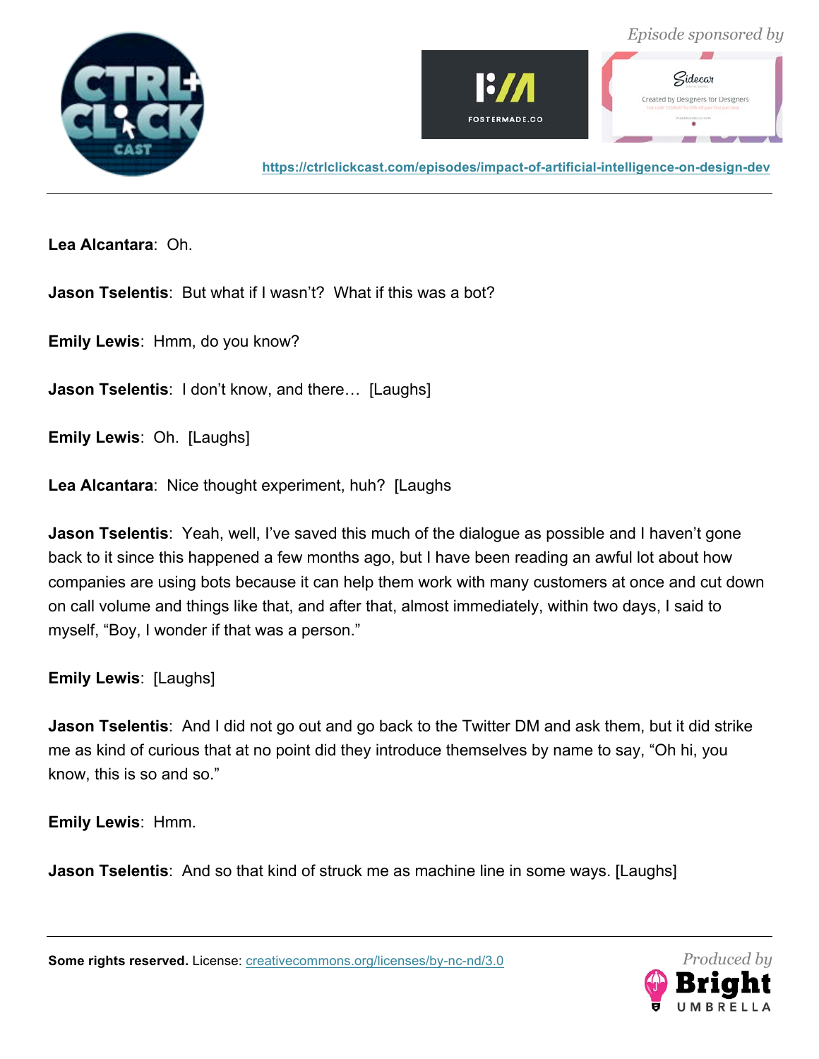**Lea Alcantara**: Oh.

**Jason Tselentis**: But what if I wasn't? What if this was a bot?

**Emily Lewis**: Hmm, do you know?

**Jason Tselentis**: I don't know, and there… [Laughs]

**Emily Lewis**: Oh. [Laughs]

**Lea Alcantara**: Nice thought experiment, huh? [Laughs

**Jason Tselentis**: Yeah, well, I've saved this much of the dialogue as possible and I haven't gone back to it since this happened a few months ago, but I have been reading an awful lot about how companies are using bots because it can help them work with many customers at once and cut down on call volume and things like that, and after that, almost immediately, within two days, I said to myself, "Boy, I wonder if that was a person."

**Emily Lewis**: [Laughs]

**Jason Tselentis**: And I did not go out and go back to the Twitter DM and ask them, but it did strike me as kind of curious that at no point did they introduce themselves by name to say, "Oh hi, you know, this is so and so."

**Emily Lewis**: Hmm.

**Jason Tselentis**: And so that kind of struck me as machine line in some ways. [Laughs]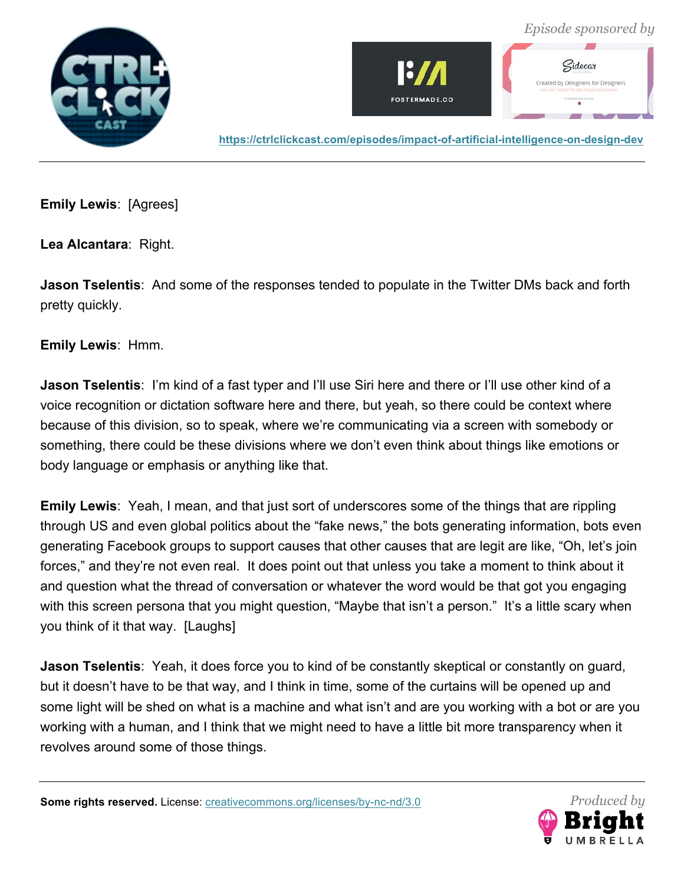**Emily Lewis**: [Agrees]

**Lea Alcantara**: Right.

**Jason Tselentis**: And some of the responses tended to populate in the Twitter DMs back and forth pretty quickly.

**Emily Lewis**: Hmm.

**Jason Tselentis**: I'm kind of a fast typer and I'll use Siri here and there or I'll use other kind of a voice recognition or dictation software here and there, but yeah, so there could be context where because of this division, so to speak, where we're communicating via a screen with somebody or something, there could be these divisions where we don't even think about things like emotions or body language or emphasis or anything like that.

**Emily Lewis**: Yeah, I mean, and that just sort of underscores some of the things that are rippling through US and even global politics about the "fake news," the bots generating information, bots even generating Facebook groups to support causes that other causes that are legit are like, "Oh, let's join forces," and they're not even real. It does point out that unless you take a moment to think about it and question what the thread of conversation or whatever the word would be that got you engaging with this screen persona that you might question, "Maybe that isn't a person." It's a little scary when you think of it that way. [Laughs]

**Jason Tselentis**: Yeah, it does force you to kind of be constantly skeptical or constantly on guard, but it doesn't have to be that way, and I think in time, some of the curtains will be opened up and some light will be shed on what is a machine and what isn't and are you working with a bot or are you working with a human, and I think that we might need to have a little bit more transparency when it revolves around some of those things.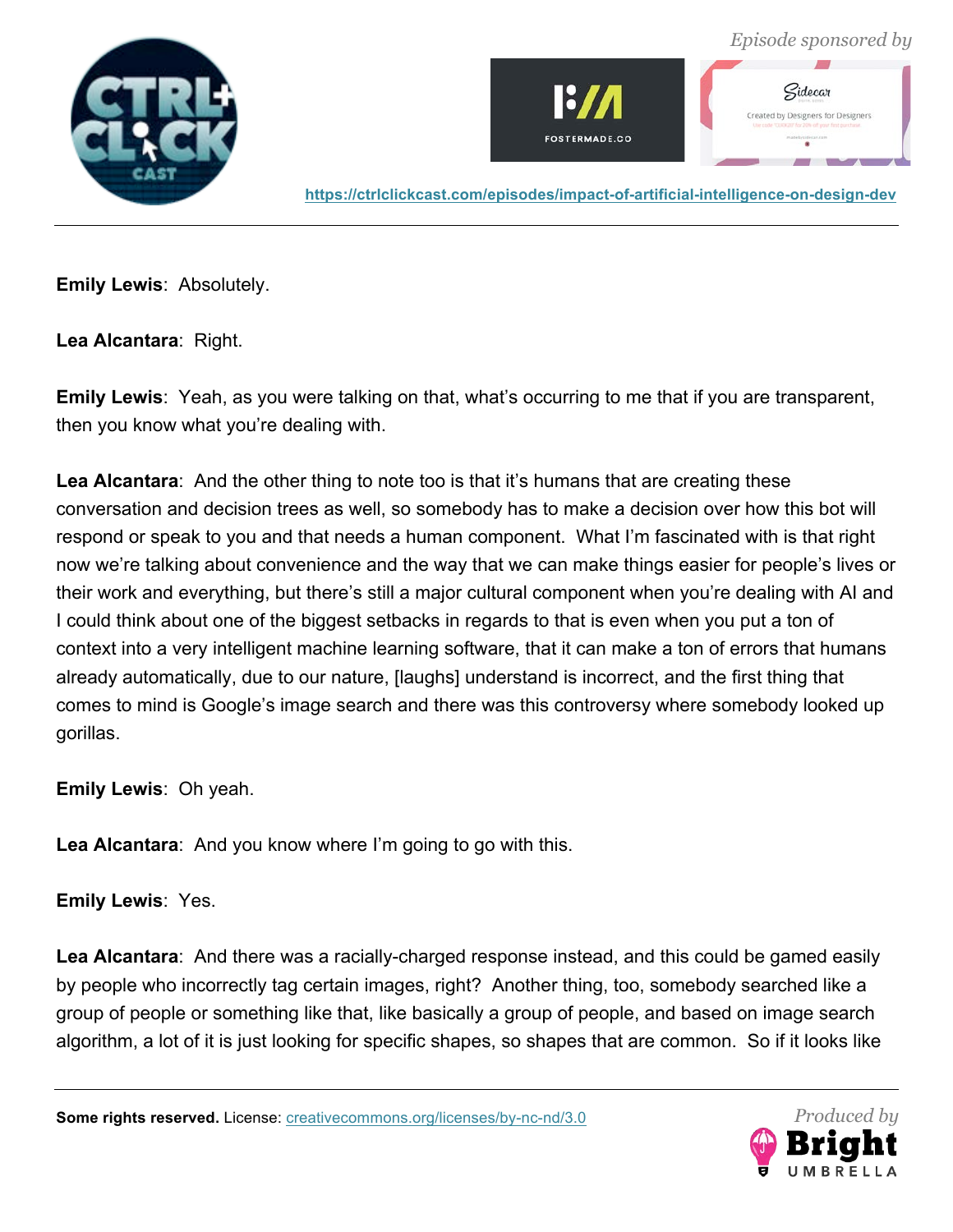**Emily Lewis**: Absolutely.

**Lea Alcantara**: Right.

**Emily Lewis**: Yeah, as you were talking on that, what's occurring to me that if you are transparent, then you know what you're dealing with.

**Lea Alcantara**: And the other thing to note too is that it's humans that are creating these conversation and decision trees as well, so somebody has to make a decision over how this bot will respond or speak to you and that needs a human component. What I'm fascinated with is that right now we're talking about convenience and the way that we can make things easier for people's lives or their work and everything, but there's still a major cultural component when you're dealing with AI and I could think about one of the biggest setbacks in regards to that is even when you put a ton of context into a very intelligent machine learning software, that it can make a ton of errors that humans already automatically, due to our nature, [laughs] understand is incorrect, and the first thing that comes to mind is Google's image search and there was this controversy where somebody looked up gorillas.

**Emily Lewis**: Oh yeah.

**Lea Alcantara**: And you know where I'm going to go with this.

**Emily Lewis**: Yes.

**Lea Alcantara**: And there was a racially-charged response instead, and this could be gamed easily by people who incorrectly tag certain images, right? Another thing, too, somebody searched like a group of people or something like that, like basically a group of people, and based on image search algorithm, a lot of it is just looking for specific shapes, so shapes that are common. So if it looks like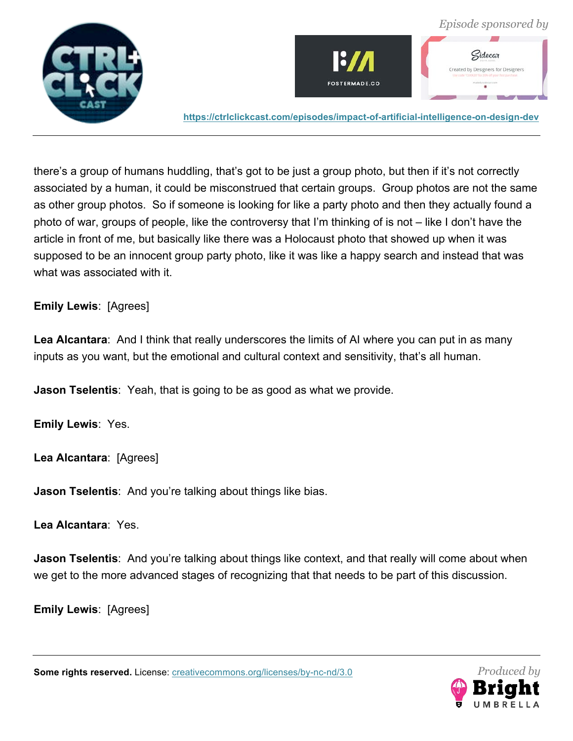there's a group of humans huddling, that's got to be just a group photo, but then if it's not correctly associated by a human, it could be misconstrued that certain groups. Group photos are not the same as other group photos. So if someone is looking for like a party photo and then they actually found a photo of war, groups of people, like the controversy that I'm thinking of is not – like I don't have the article in front of me, but basically like there was a Holocaust photo that showed up when it was supposed to be an innocent group party photo, like it was like a happy search and instead that was what was associated with it.

**Emily Lewis**: [Agrees]

**Lea Alcantara**: And I think that really underscores the limits of AI where you can put in as many inputs as you want, but the emotional and cultural context and sensitivity, that's all human.

**Jason Tselentis**: Yeah, that is going to be as good as what we provide.

**Emily Lewis**: Yes.

**Lea Alcantara**: [Agrees]

**Jason Tselentis**: And you're talking about things like bias.

**Lea Alcantara**: Yes.

**Jason Tselentis**: And you're talking about things like context, and that really will come about when we get to the more advanced stages of recognizing that that needs to be part of this discussion.

**Emily Lewis**: [Agrees]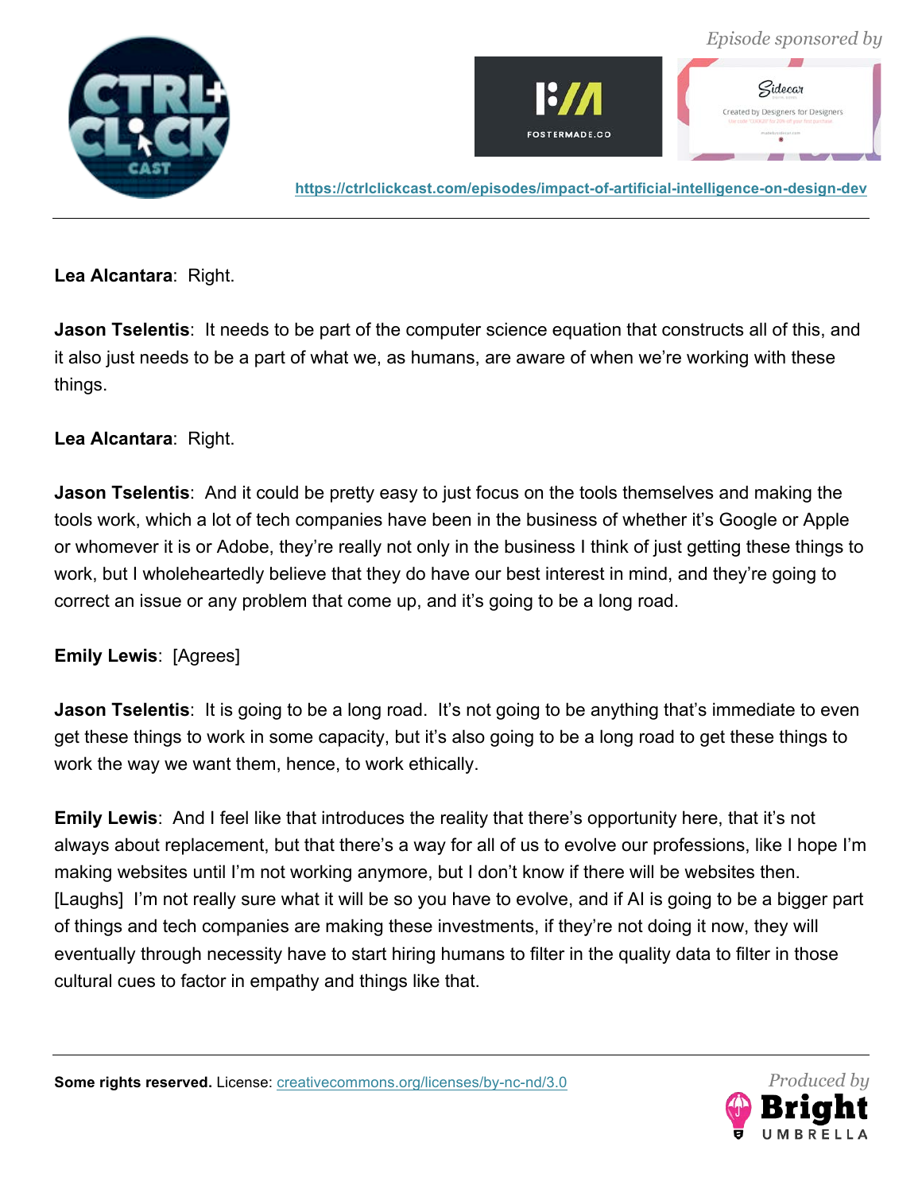**Lea Alcantara**: Right.

**Jason Tselentis**: It needs to be part of the computer science equation that constructs all of this, and it also just needs to be a part of what we, as humans, are aware of when we're working with these things.

**Lea Alcantara**: Right.

**Jason Tselentis**: And it could be pretty easy to just focus on the tools themselves and making the tools work, which a lot of tech companies have been in the business of whether it's Google or Apple or whomever it is or Adobe, they're really not only in the business I think of just getting these things to work, but I wholeheartedly believe that they do have our best interest in mind, and they're going to correct an issue or any problem that come up, and it's going to be a long road.

**Emily Lewis**: [Agrees]

**Jason Tselentis**: It is going to be a long road. It's not going to be anything that's immediate to even get these things to work in some capacity, but it's also going to be a long road to get these things to work the way we want them, hence, to work ethically.

**Emily Lewis**: And I feel like that introduces the reality that there's opportunity here, that it's not always about replacement, but that there's a way for all of us to evolve our professions, like I hope I'm making websites until I'm not working anymore, but I don't know if there will be websites then. [Laughs] I'm not really sure what it will be so you have to evolve, and if AI is going to be a bigger part of things and tech companies are making these investments, if they're not doing it now, they will eventually through necessity have to start hiring humans to filter in the quality data to filter in those cultural cues to factor in empathy and things like that.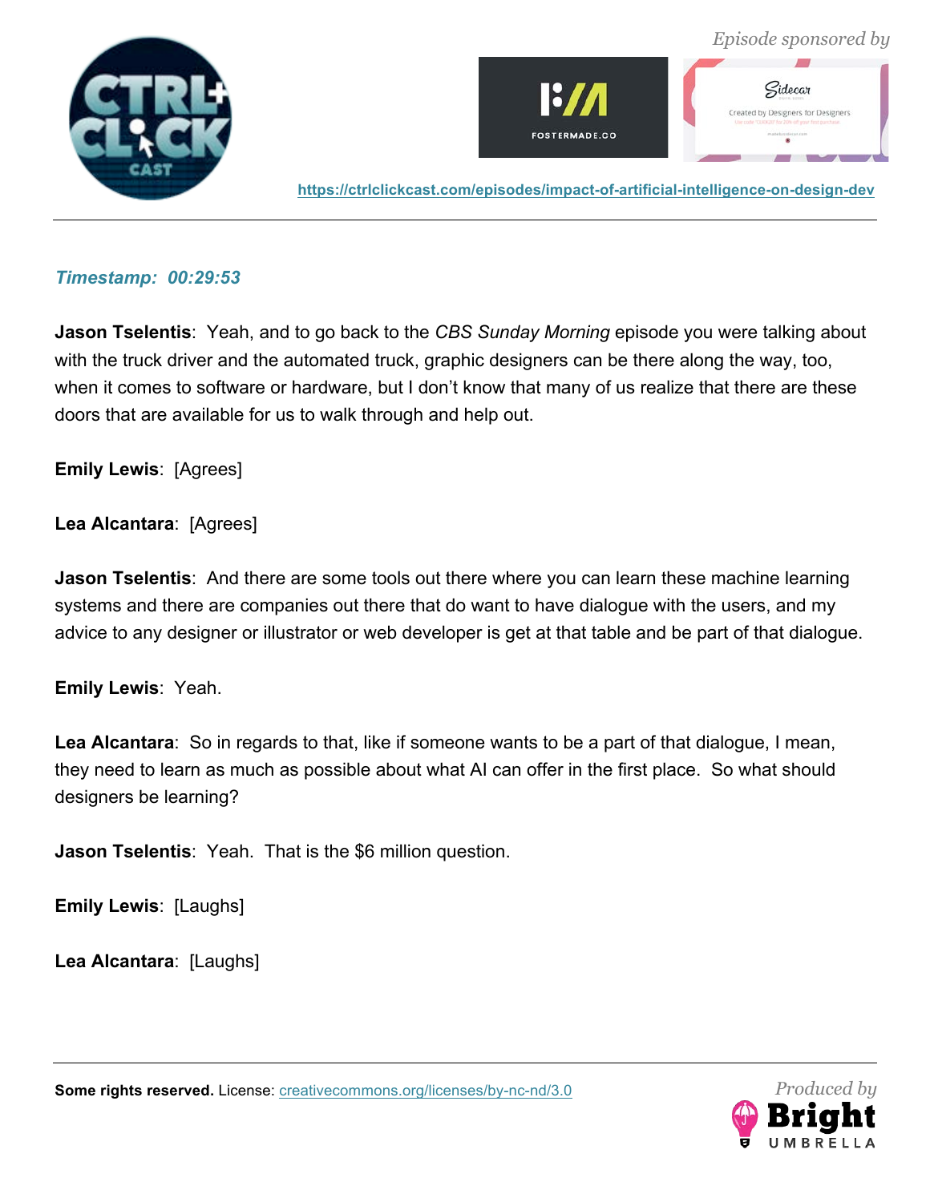*Timestamp: 00:29:53*

**Jason Tselentis**: Yeah, and to go back to the *CBS Sunday Morning* episode you were talking about with the truck driver and the automated truck, graphic designers can be there along the way, too, when it comes to software or hardware, but I don't know that many of us realize that there are these doors that are available for us to walk through and help out.

**Emily Lewis**: [Agrees]

**Lea Alcantara**: [Agrees]

**Jason Tselentis**: And there are some tools out there where you can learn these machine learning systems and there are companies out there that do want to have dialogue with the users, and my advice to any designer or illustrator or web developer is get at that table and be part of that dialogue.

**Emily Lewis**: Yeah.

**Lea Alcantara**: So in regards to that, like if someone wants to be a part of that dialogue, I mean, they need to learn as much as possible about what AI can offer in the first place. So what should designers be learning?

**Jason Tselentis**: Yeah. That is the $6 million question.

**Emily Lewis**: [Laughs]

**Lea Alcantara**: [Laughs]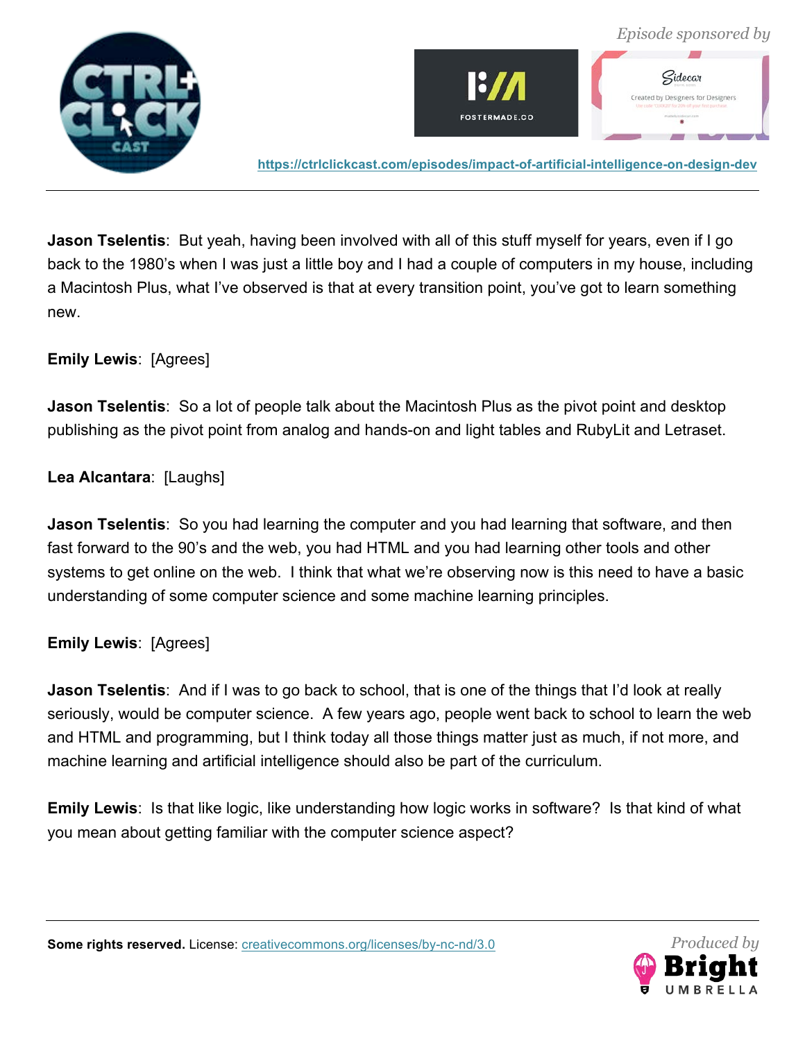**Jason Tselentis**: But yeah, having been involved with all of this stuff myself for years, even if I go back to the 1980's when I was just a little boy and I had a couple of computers in my house, including a Macintosh Plus, what I've observed is that at every transition point, you've got to learn something new.

**Emily Lewis**: [Agrees]

**Jason Tselentis**: So a lot of people talk about the Macintosh Plus as the pivot point and desktop publishing as the pivot point from analog and hands-on and light tables and RubyLit and Letraset.

**Lea Alcantara**: [Laughs]

**Jason Tselentis**: So you had learning the computer and you had learning that software, and then fast forward to the 90's and the web, you had HTML and you had learning other tools and other systems to get online on the web. I think that what we're observing now is this need to have a basic understanding of some computer science and some machine learning principles.

**Emily Lewis**: [Agrees]

**Jason Tselentis**: And if I was to go back to school, that is one of the things that I'd look at really seriously, would be computer science. A few years ago, people went back to school to learn the web and HTML and programming, but I think today all those things matter just as much, if not more, and machine learning and artificial intelligence should also be part of the curriculum.

**Emily Lewis**: Is that like logic, like understanding how logic works in software? Is that kind of what you mean about getting familiar with the computer science aspect?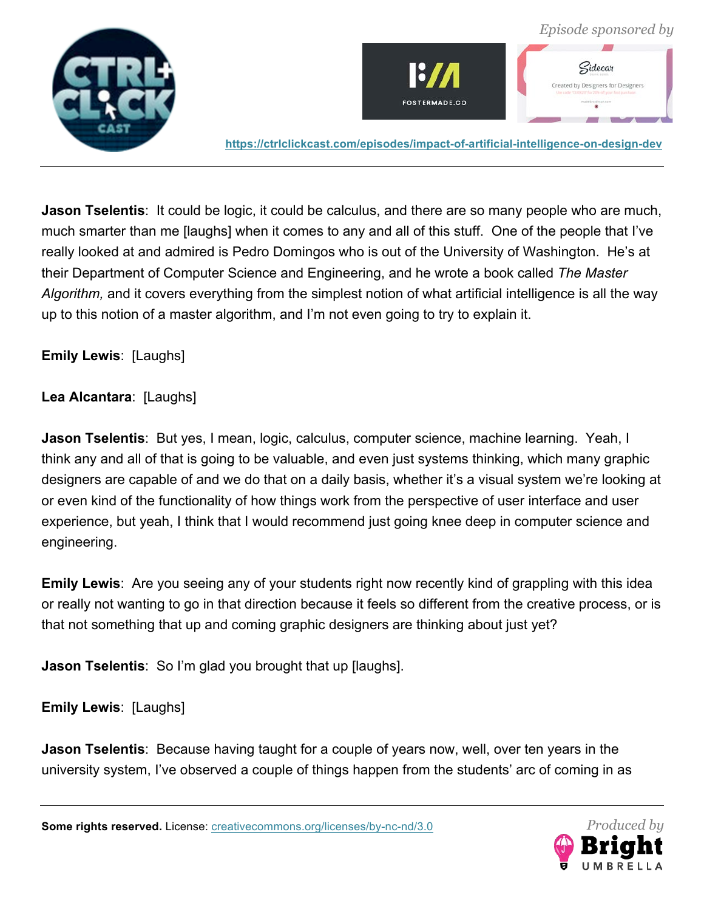**Jason Tselentis**: It could be logic, it could be calculus, and there are so many people who are much, much smarter than me [laughs] when it comes to any and all of this stuff. One of the people that I've really looked at and admired is Pedro Domingos who is out of the University of Washington. He's at their Department of Computer Science and Engineering, and he wrote a book called *The Master Algorithm,* and it covers everything from the simplest notion of what artificial intelligence is all the way up to this notion of a master algorithm, and I'm not even going to try to explain it.

**Emily Lewis**: [Laughs]

**Lea Alcantara**: [Laughs]

**Jason Tselentis**: But yes, I mean, logic, calculus, computer science, machine learning. Yeah, I think any and all of that is going to be valuable, and even just systems thinking, which many graphic designers are capable of and we do that on a daily basis, whether it's a visual system we're looking at or even kind of the functionality of how things work from the perspective of user interface and user experience, but yeah, I think that I would recommend just going knee deep in computer science and engineering.

**Emily Lewis**: Are you seeing any of your students right now recently kind of grappling with this idea or really not wanting to go in that direction because it feels so different from the creative process, or is that not something that up and coming graphic designers are thinking about just yet?

**Jason Tselentis**: So I'm glad you brought that up [laughs].

**Emily Lewis**: [Laughs]

**Jason Tselentis**: Because having taught for a couple of years now, well, over ten years in the university system, I've observed a couple of things happen from the students' arc of coming in as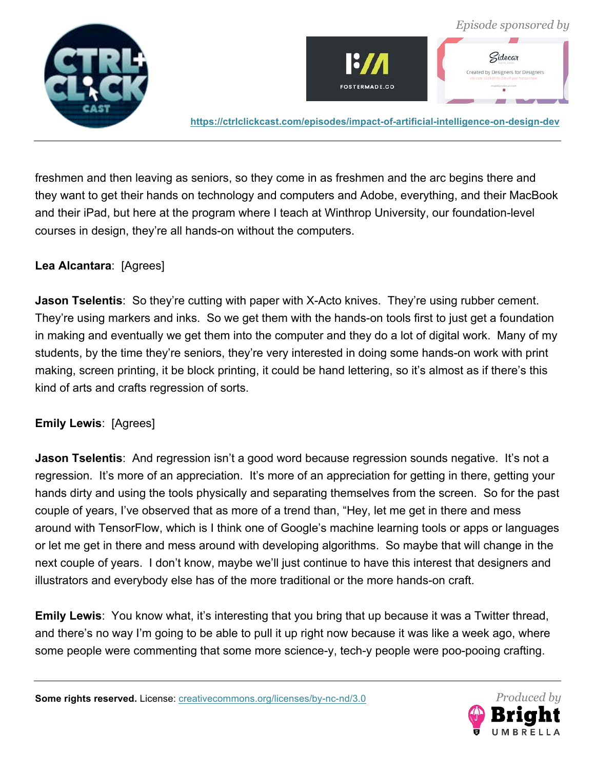freshmen and then leaving as seniors, so they come in as freshmen and the arc begins there and they want to get their hands on technology and computers and Adobe, everything, and their MacBook and their iPad, but here at the program where I teach at Winthrop University, our foundation-level courses in design, they're all hands-on without the computers.

**Lea Alcantara**: [Agrees]

**Jason Tselentis**: So they're cutting with paper with X-Acto knives. They're using rubber cement. They're using markers and inks. So we get them with the hands-on tools first to just get a foundation in making and eventually we get them into the computer and they do a lot of digital work. Many of my students, by the time they're seniors, they're very interested in doing some hands-on work with print making, screen printing, it be block printing, it could be hand lettering, so it's almost as if there's this kind of arts and crafts regression of sorts.

**Emily Lewis**: [Agrees]

**Jason Tselentis**: And regression isn't a good word because regression sounds negative. It's not a regression. It's more of an appreciation. It's more of an appreciation for getting in there, getting your hands dirty and using the tools physically and separating themselves from the screen. So for the past couple of years, I've observed that as more of a trend than, "Hey, let me get in there and mess around with TensorFlow, which is I think one of Google's machine learning tools or apps or languages or let me get in there and mess around with developing algorithms. So maybe that will change in the next couple of years. I don't know, maybe we'll just continue to have this interest that designers and illustrators and everybody else has of the more traditional or the more hands-on craft.

**Emily Lewis**: You know what, it's interesting that you bring that up because it was a Twitter thread, and there's no way I'm going to be able to pull it up right now because it was like a week ago, where some people were commenting that some more science-y, tech-y people were poo-pooing crafting.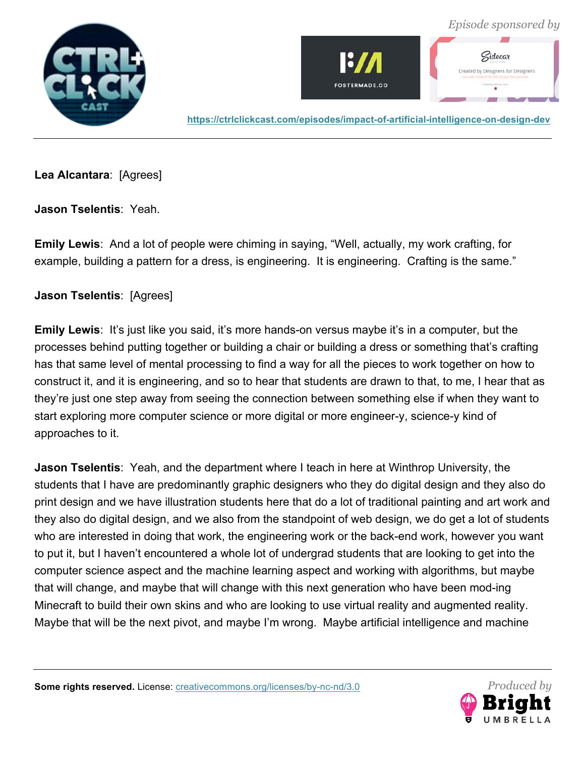**Lea Alcantara**: [Agrees]

**Jason Tselentis**: Yeah.

**Emily Lewis**: And a lot of people were chiming in saying, “Well, actually, my work crafting, for example, building a pattern for a dress, is engineering. It is engineering. Crafting is the same.”

**Jason Tselentis**: [Agrees]

**Emily Lewis**: It’s just like you said, it’s more hands-on versus maybe it’s in a computer, but the processes behind putting together or building a chair or building a dress or something that’s crafting has that same level of mental processing to find a way for all the pieces to work together on how to construct it, and it is engineering, and so to hear that students are drawn to that, to me, I hear that as they’re just one step away from seeing the connection between something else if when they want to start exploring more computer science or more digital or more engineer-y, science-y kind of approaches to it.

**Jason Tselentis**: Yeah, and the department where I teach in here at Winthrop University, the students that I have are predominantly graphic designers who they do digital design and they also do print design and we have illustration students here that do a lot of traditional painting and art work and they also do digital design, and we also from the standpoint of web design, we do get a lot of students who are interested in doing that work, the engineering work or the back-end work, however you want to put it, but I haven’t encountered a whole lot of undergrad students that are looking to get into the computer science aspect and the machine learning aspect and working with algorithms, but maybe that will change, and maybe that will change with this next generation who have been mod-ing Minecraft to build their own skins and who are looking to use virtual reality and augmented reality. Maybe that will be the next pivot, and maybe I’m wrong. Maybe artificial intelligence and machine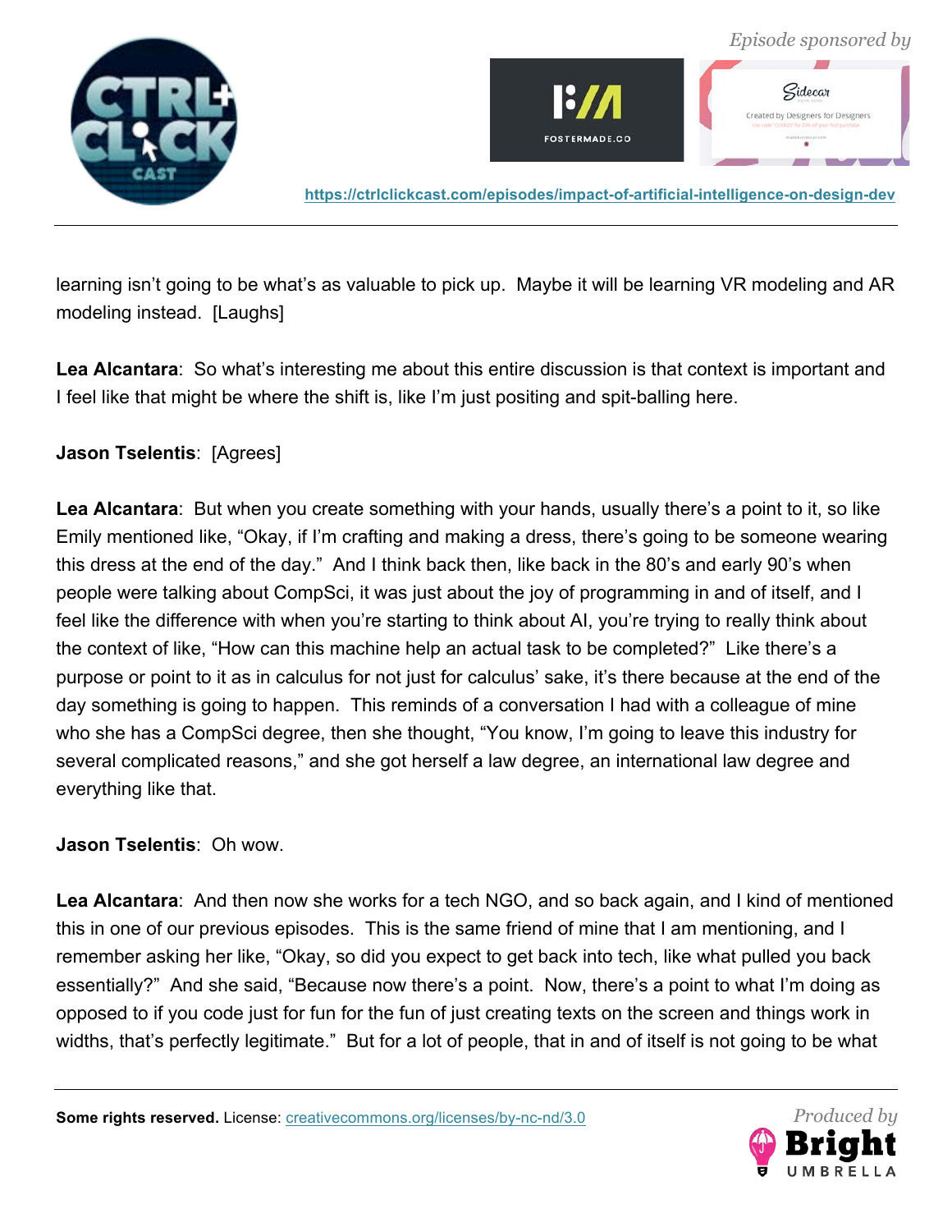learning isn't going to be what's as valuable to pick up. Maybe it will be learning VR modeling and AR modeling instead. [Laughs]

**Lea Alcantara**: So what's interesting me about this entire discussion is that context is important and I feel like that might be where the shift is, like I'm just positing and spit-balling here.

**Jason Tselentis**: [Agrees]

**Lea Alcantara**: But when you create something with your hands, usually there's a point to it, so like Emily mentioned like, "Okay, if I'm crafting and making a dress, there's going to be someone wearing this dress at the end of the day." And I think back then, like back in the 80's and early 90's when people were talking about CompSci, it was just about the joy of programming in and of itself, and I feel like the difference with when you're starting to think about AI, you're trying to really think about the context of like, "How can this machine help an actual task to be completed?" Like there's a purpose or point to it as in calculus for not just for calculus' sake, it's there because at the end of the day something is going to happen. This reminds of a conversation I had with a colleague of mine who she has a CompSci degree, then she thought, "You know, I'm going to leave this industry for several complicated reasons," and she got herself a law degree, an international law degree and everything like that.

**Jason Tselentis**: Oh wow.

**Lea Alcantara**: And then now she works for a tech NGO, and so back again, and I kind of mentioned this in one of our previous episodes. This is the same friend of mine that I am mentioning, and I remember asking her like, "Okay, so did you expect to get back into tech, like what pulled you back essentially?" And she said, "Because now there's a point. Now, there's a point to what I'm doing as opposed to if you code just for fun for the fun of just creating texts on the screen and things work in widths, that's perfectly legitimate." But for a lot of people, that in and of itself is not going to be what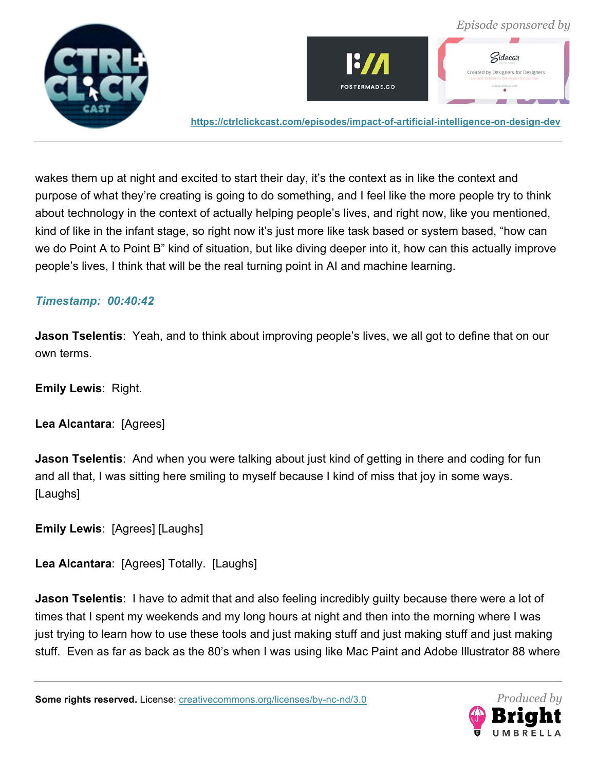wakes them up at night and excited to start their day, it's the context as in like the context and purpose of what they're creating is going to do something, and I feel like the more people try to think about technology in the context of actually helping people's lives, and right now, like you mentioned, kind of like in the infant stage, so right now it's just more like task based or system based, "how can we do Point A to Point B" kind of situation, but like diving deeper into it, how can this actually improve people's lives, I think that will be the real turning point in AI and machine learning.

***Timestamp: 00:40:42***

**Jason Tselentis**: Yeah, and to think about improving people's lives, we all got to define that on our own terms.

**Emily Lewis**: Right.

**Lea Alcantara**: [Agrees]

**Jason Tselentis**: And when you were talking about just kind of getting in there and coding for fun and all that, I was sitting here smiling to myself because I kind of miss that joy in some ways. [Laughs]

**Emily Lewis**: [Agrees] [Laughs]

**Lea Alcantara**: [Agrees] Totally. [Laughs]

**Jason Tselentis**: I have to admit that and also feeling incredibly guilty because there were a lot of times that I spent my weekends and my long hours at night and then into the morning where I was just trying to learn how to use these tools and just making stuff and just making stuff and just making stuff. Even as far as back as the 80's when I was using like Mac Paint and Adobe Illustrator 88 where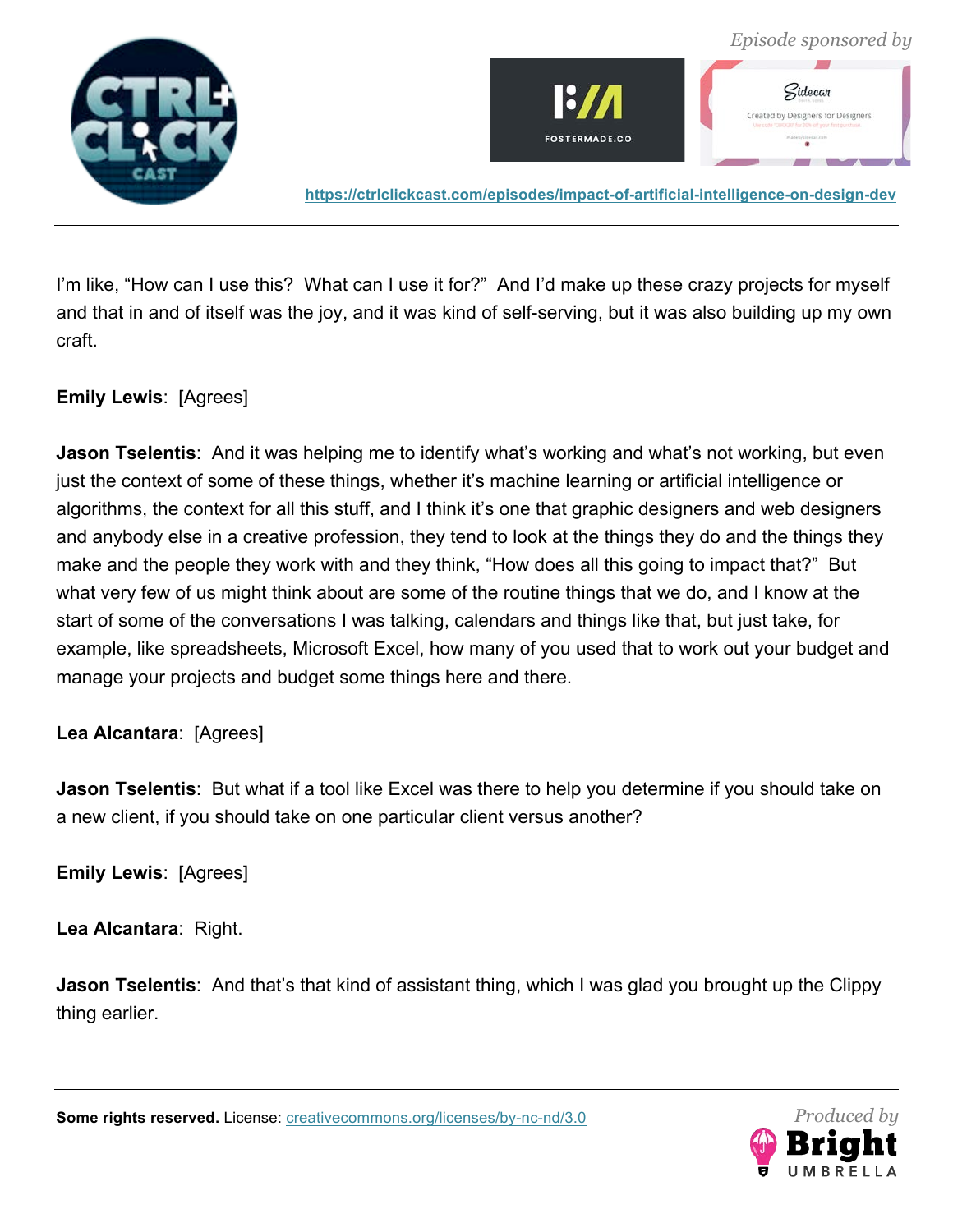I'm like, "How can I use this? What can I use it for?" And I'd make up these crazy projects for myself and that in and of itself was the joy, and it was kind of self-serving, but it was also building up my own craft.

**Emily Lewis**: [Agrees]

**Jason Tselentis**: And it was helping me to identify what's working and what's not working, but even just the context of some of these things, whether it's machine learning or artificial intelligence or algorithms, the context for all this stuff, and I think it's one that graphic designers and web designers and anybody else in a creative profession, they tend to look at the things they do and the things they make and the people they work with and they think, "How does all this going to impact that?" But what very few of us might think about are some of the routine things that we do, and I know at the start of some of the conversations I was talking, calendars and things like that, but just take, for example, like spreadsheets, Microsoft Excel, how many of you used that to work out your budget and manage your projects and budget some things here and there.

**Lea Alcantara**: [Agrees]

**Jason Tselentis**: But what if a tool like Excel was there to help you determine if you should take on a new client, if you should take on one particular client versus another?

**Emily Lewis**: [Agrees]

**Lea Alcantara**: Right.

**Jason Tselentis**: And that's that kind of assistant thing, which I was glad you brought up the Clippy thing earlier.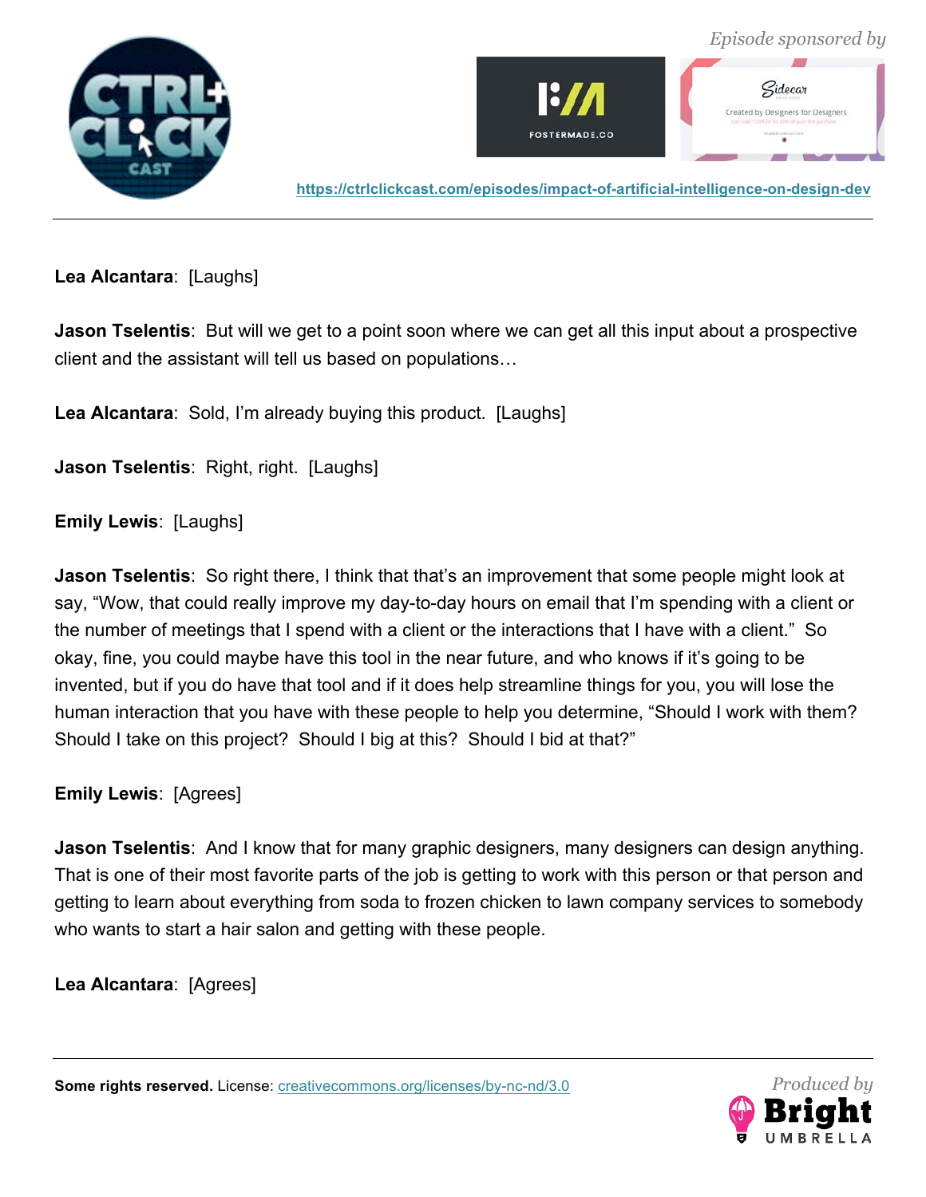**Lea Alcantara**: [Laughs]

**Jason Tselentis**: But will we get to a point soon where we can get all this input about a prospective client and the assistant will tell us based on populations…

**Lea Alcantara**: Sold, I'm already buying this product. [Laughs]

**Jason Tselentis**: Right, right. [Laughs]

**Emily Lewis**: [Laughs]

**Jason Tselentis**: So right there, I think that that's an improvement that some people might look at say, "Wow, that could really improve my day-to-day hours on email that I'm spending with a client or the number of meetings that I spend with a client or the interactions that I have with a client." So okay, fine, you could maybe have this tool in the near future, and who knows if it's going to be invented, but if you do have that tool and if it does help streamline things for you, you will lose the human interaction that you have with these people to help you determine, "Should I work with them? Should I take on this project? Should I big at this? Should I bid at that?"

**Emily Lewis**: [Agrees]

**Jason Tselentis**: And I know that for many graphic designers, many designers can design anything. That is one of their most favorite parts of the job is getting to work with this person or that person and getting to learn about everything from soda to frozen chicken to lawn company services to somebody who wants to start a hair salon and getting with these people.

**Lea Alcantara**: [Agrees]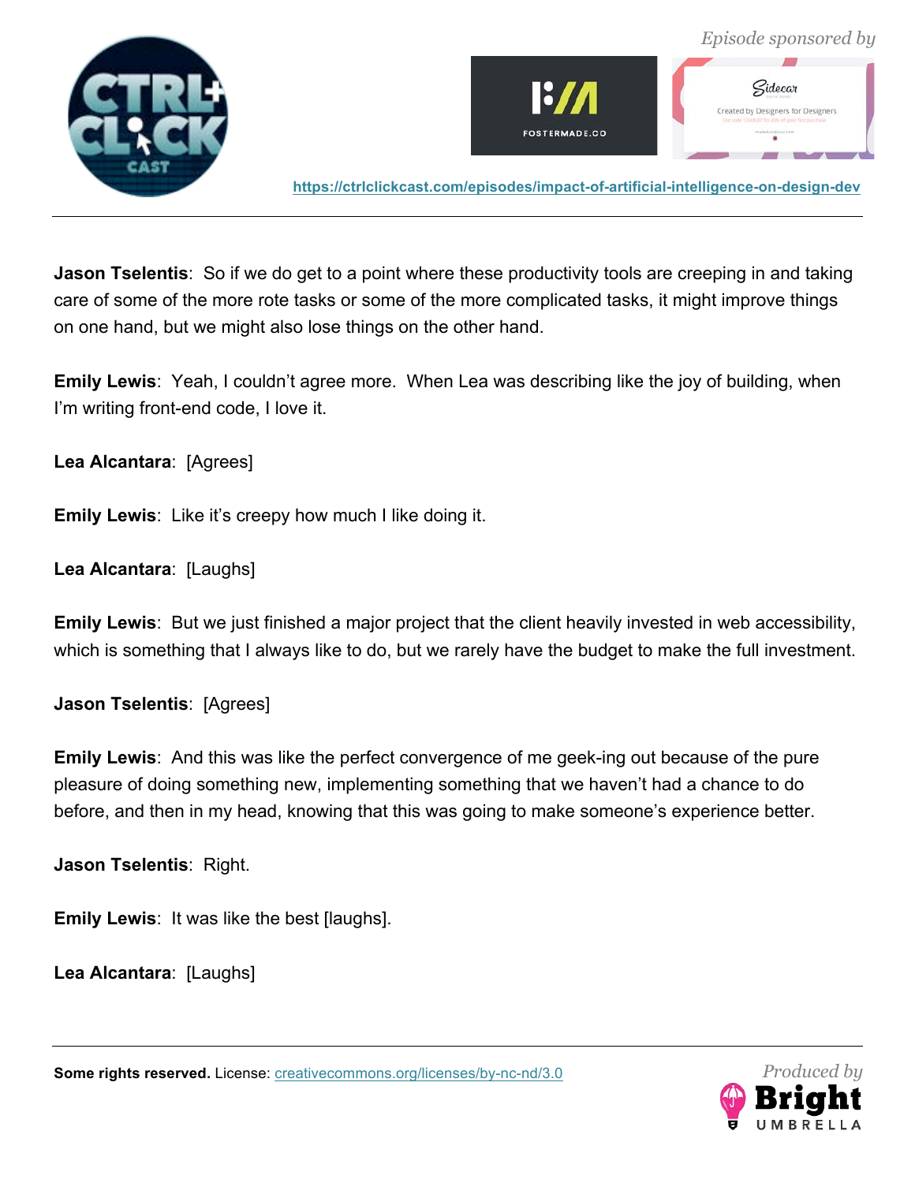**Jason Tselentis**: So if we do get to a point where these productivity tools are creeping in and taking care of some of the more rote tasks or some of the more complicated tasks, it might improve things on one hand, but we might also lose things on the other hand.

**Emily Lewis**: Yeah, I couldn't agree more. When Lea was describing like the joy of building, when I'm writing front-end code, I love it.

**Lea Alcantara**: [Agrees]

**Emily Lewis**: Like it's creepy how much I like doing it.

**Lea Alcantara**: [Laughs]

**Emily Lewis**: But we just finished a major project that the client heavily invested in web accessibility, which is something that I always like to do, but we rarely have the budget to make the full investment.

**Jason Tselentis**: [Agrees]

**Emily Lewis**: And this was like the perfect convergence of me geek-ing out because of the pure pleasure of doing something new, implementing something that we haven't had a chance to do before, and then in my head, knowing that this was going to make someone's experience better.

**Jason Tselentis**: Right.

**Emily Lewis**: It was like the best [laughs].

**Lea Alcantara**: [Laughs]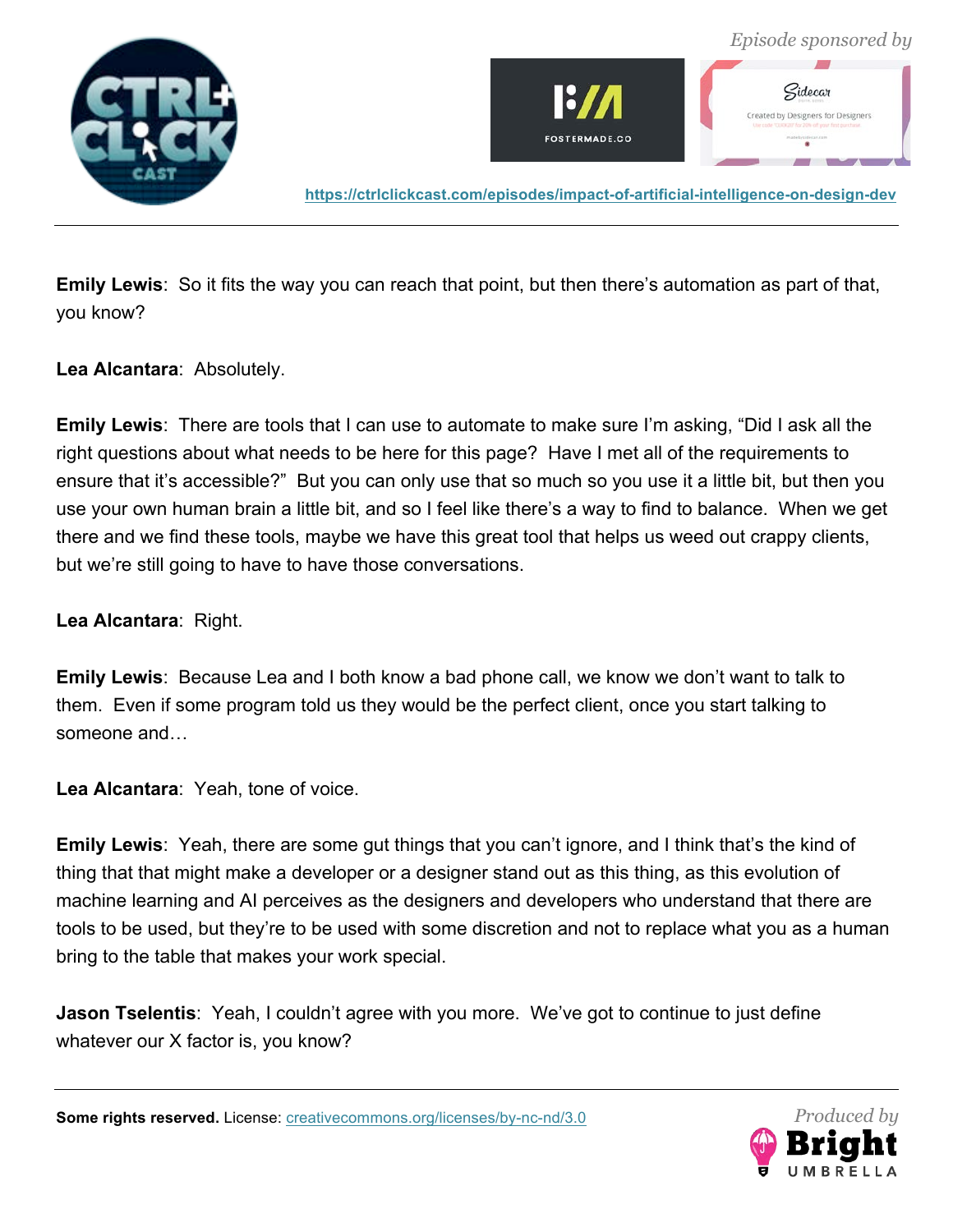**Emily Lewis**: So it fits the way you can reach that point, but then there's automation as part of that, you know?

**Lea Alcantara**: Absolutely.

**Emily Lewis**: There are tools that I can use to automate to make sure I'm asking, "Did I ask all the right questions about what needs to be here for this page? Have I met all of the requirements to ensure that it's accessible?" But you can only use that so much so you use it a little bit, but then you use your own human brain a little bit, and so I feel like there's a way to find to balance. When we get there and we find these tools, maybe we have this great tool that helps us weed out crappy clients, but we're still going to have to have those conversations.

**Lea Alcantara**: Right.

**Emily Lewis**: Because Lea and I both know a bad phone call, we know we don't want to talk to them. Even if some program told us they would be the perfect client, once you start talking to someone and…

**Lea Alcantara**: Yeah, tone of voice.

**Emily Lewis**: Yeah, there are some gut things that you can't ignore, and I think that's the kind of thing that that might make a developer or a designer stand out as this thing, as this evolution of machine learning and AI perceives as the designers and developers who understand that there are tools to be used, but they're to be used with some discretion and not to replace what you as a human bring to the table that makes your work special.

**Jason Tselentis**: Yeah, I couldn't agree with you more. We've got to continue to just define whatever our X factor is, you know?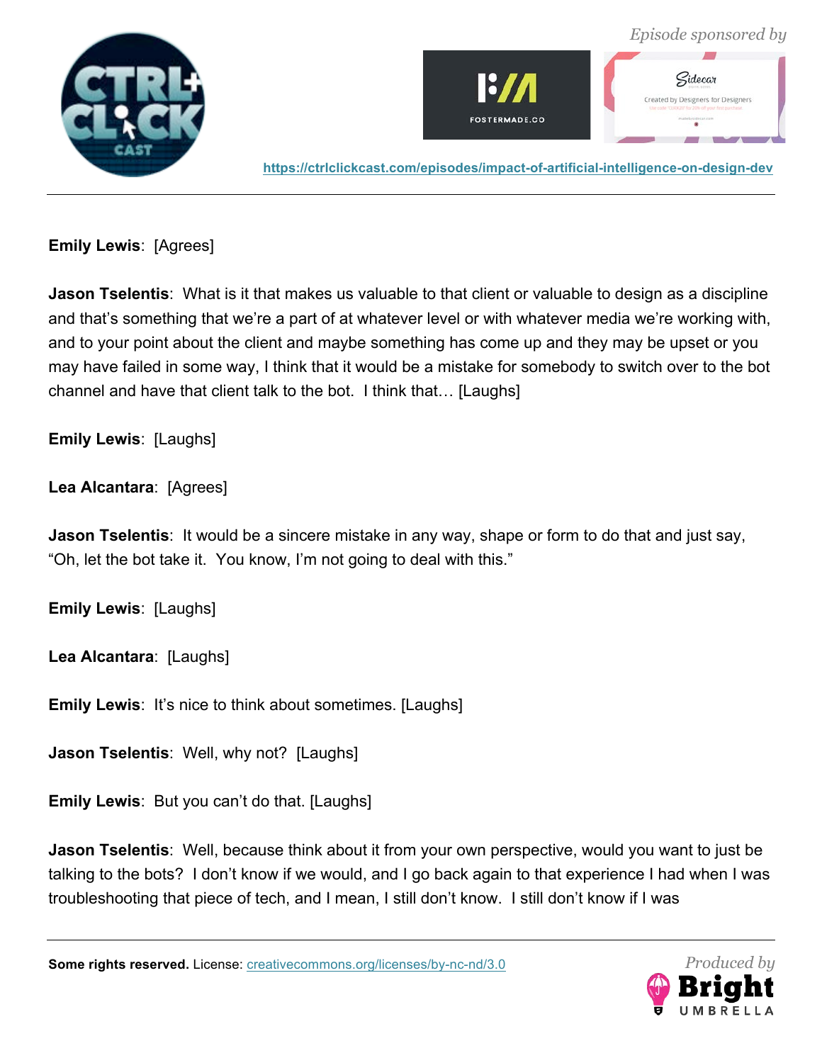**Emily Lewis**: [Agrees]

**Jason Tselentis**: What is it that makes us valuable to that client or valuable to design as a discipline and that's something that we're a part of at whatever level or with whatever media we're working with, and to your point about the client and maybe something has come up and they may be upset or you may have failed in some way, I think that it would be a mistake for somebody to switch over to the bot channel and have that client talk to the bot. I think that… [Laughs]

**Emily Lewis**: [Laughs]

**Lea Alcantara**: [Agrees]

**Jason Tselentis**: It would be a sincere mistake in any way, shape or form to do that and just say, "Oh, let the bot take it. You know, I'm not going to deal with this."

**Emily Lewis**: [Laughs]

**Lea Alcantara**: [Laughs]

**Emily Lewis**: It's nice to think about sometimes. [Laughs]

**Jason Tselentis**: Well, why not? [Laughs]

**Emily Lewis**: But you can't do that. [Laughs]

**Jason Tselentis**: Well, because think about it from your own perspective, would you want to just be talking to the bots? I don't know if we would, and I go back again to that experience I had when I was troubleshooting that piece of tech, and I mean, I still don't know. I still don't know if I was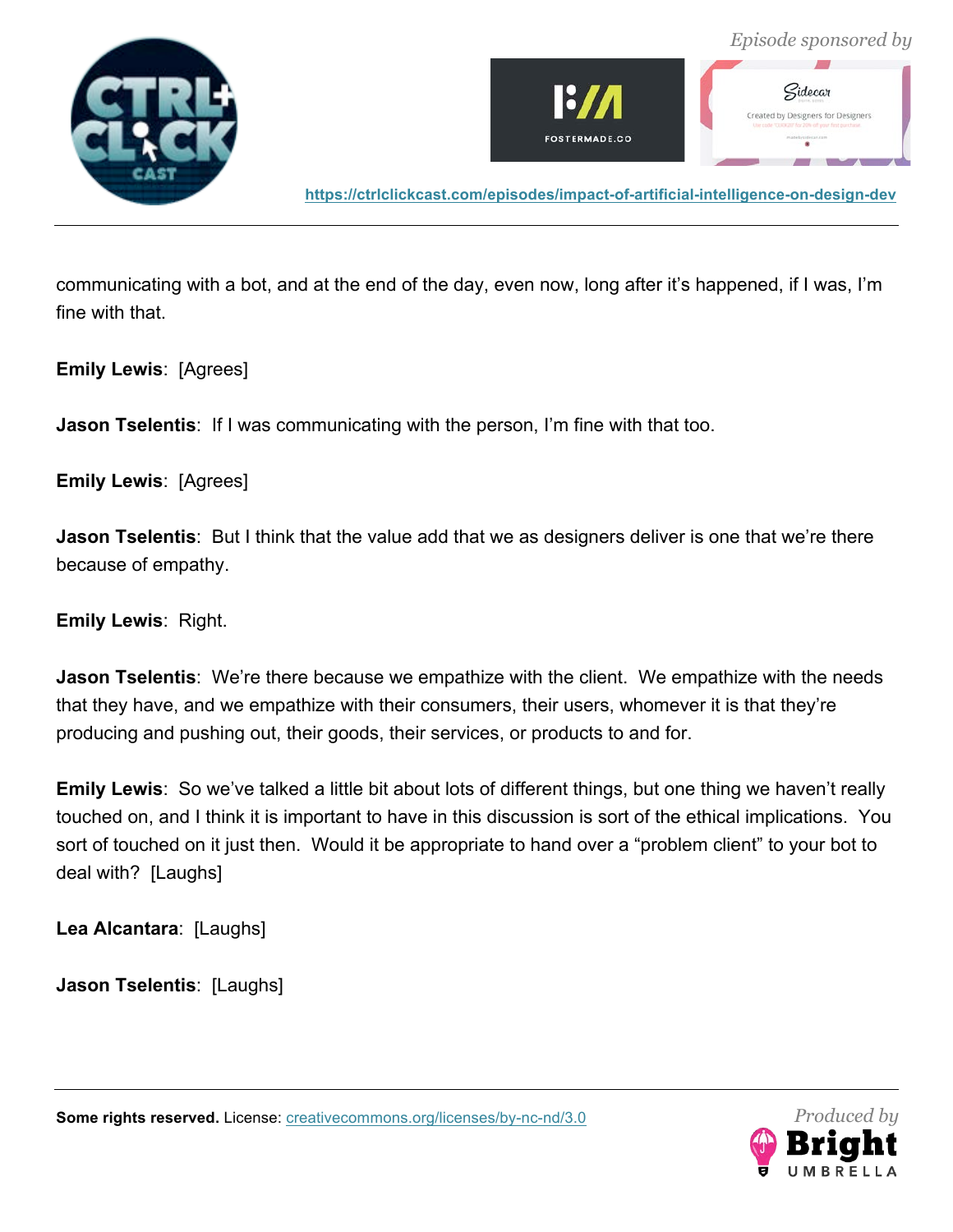communicating with a bot, and at the end of the day, even now, long after it's happened, if I was, I'm fine with that.

**Emily Lewis**: [Agrees]

**Jason Tselentis**: If I was communicating with the person, I'm fine with that too.

**Emily Lewis**: [Agrees]

**Jason Tselentis**: But I think that the value add that we as designers deliver is one that we're there because of empathy.

**Emily Lewis**: Right.

**Jason Tselentis**: We're there because we empathize with the client. We empathize with the needs that they have, and we empathize with their consumers, their users, whomever it is that they're producing and pushing out, their goods, their services, or products to and for.

**Emily Lewis**: So we've talked a little bit about lots of different things, but one thing we haven't really touched on, and I think it is important to have in this discussion is sort of the ethical implications. You sort of touched on it just then. Would it be appropriate to hand over a "problem client" to your bot to deal with? [Laughs]

**Lea Alcantara**: [Laughs]

**Jason Tselentis**: [Laughs]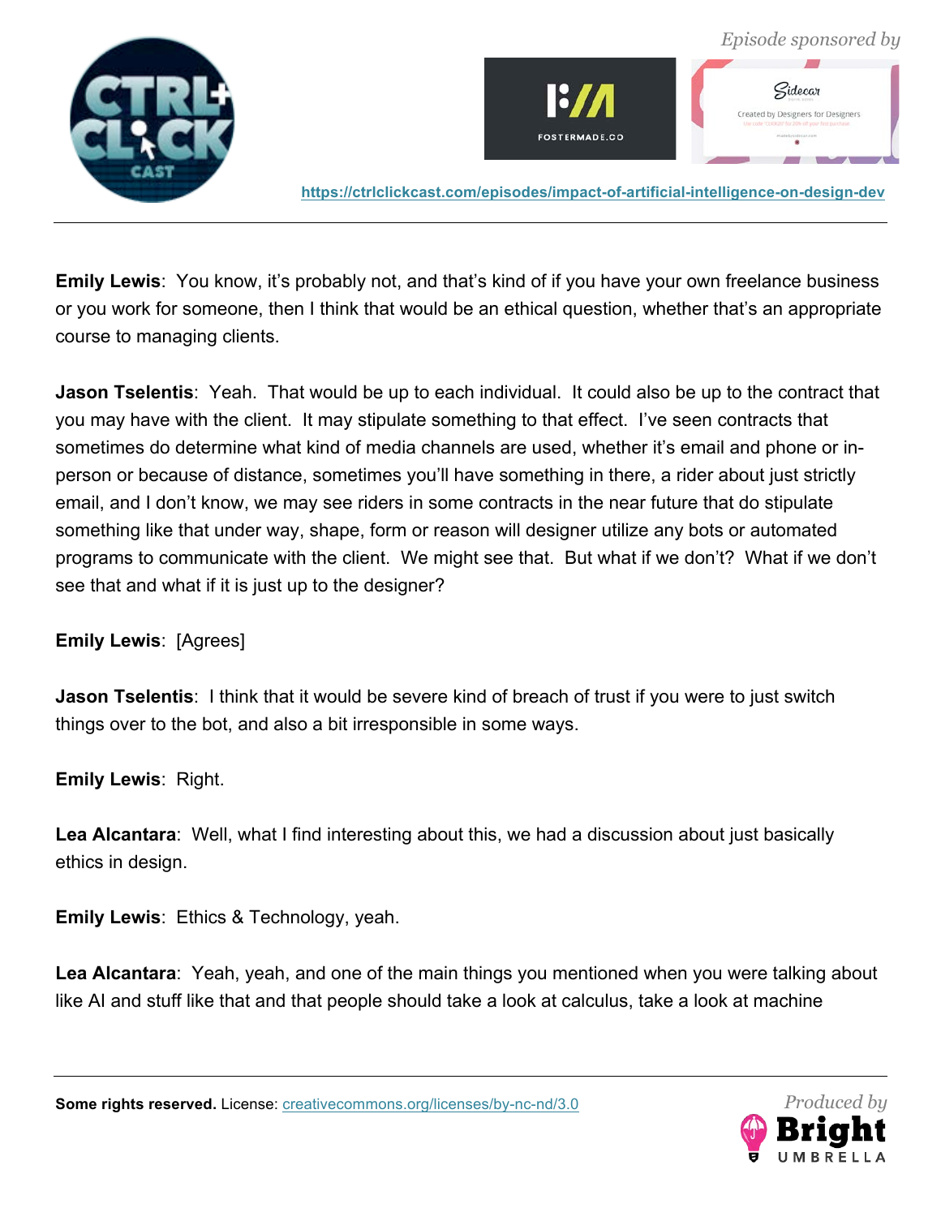**Emily Lewis**: You know, it's probably not, and that's kind of if you have your own freelance business or you work for someone, then I think that would be an ethical question, whether that's an appropriate course to managing clients.

**Jason Tselentis**: Yeah. That would be up to each individual. It could also be up to the contract that you may have with the client. It may stipulate something to that effect. I've seen contracts that sometimes do determine what kind of media channels are used, whether it's email and phone or in-person or because of distance, sometimes you'll have something in there, a rider about just strictly email, and I don't know, we may see riders in some contracts in the near future that do stipulate something like that under way, shape, form or reason will designer utilize any bots or automated programs to communicate with the client. We might see that. But what if we don't? What if we don't see that and what if it is just up to the designer?

**Emily Lewis**: [Agrees]

**Jason Tselentis**: I think that it would be severe kind of breach of trust if you were to just switch things over to the bot, and also a bit irresponsible in some ways.

**Emily Lewis**: Right.

**Lea Alcantara**: Well, what I find interesting about this, we had a discussion about just basically ethics in design.

**Emily Lewis**: Ethics & Technology, yeah.

**Lea Alcantara**: Yeah, yeah, and one of the main things you mentioned when you were talking about like AI and stuff like that and that people should take a look at calculus, take a look at machine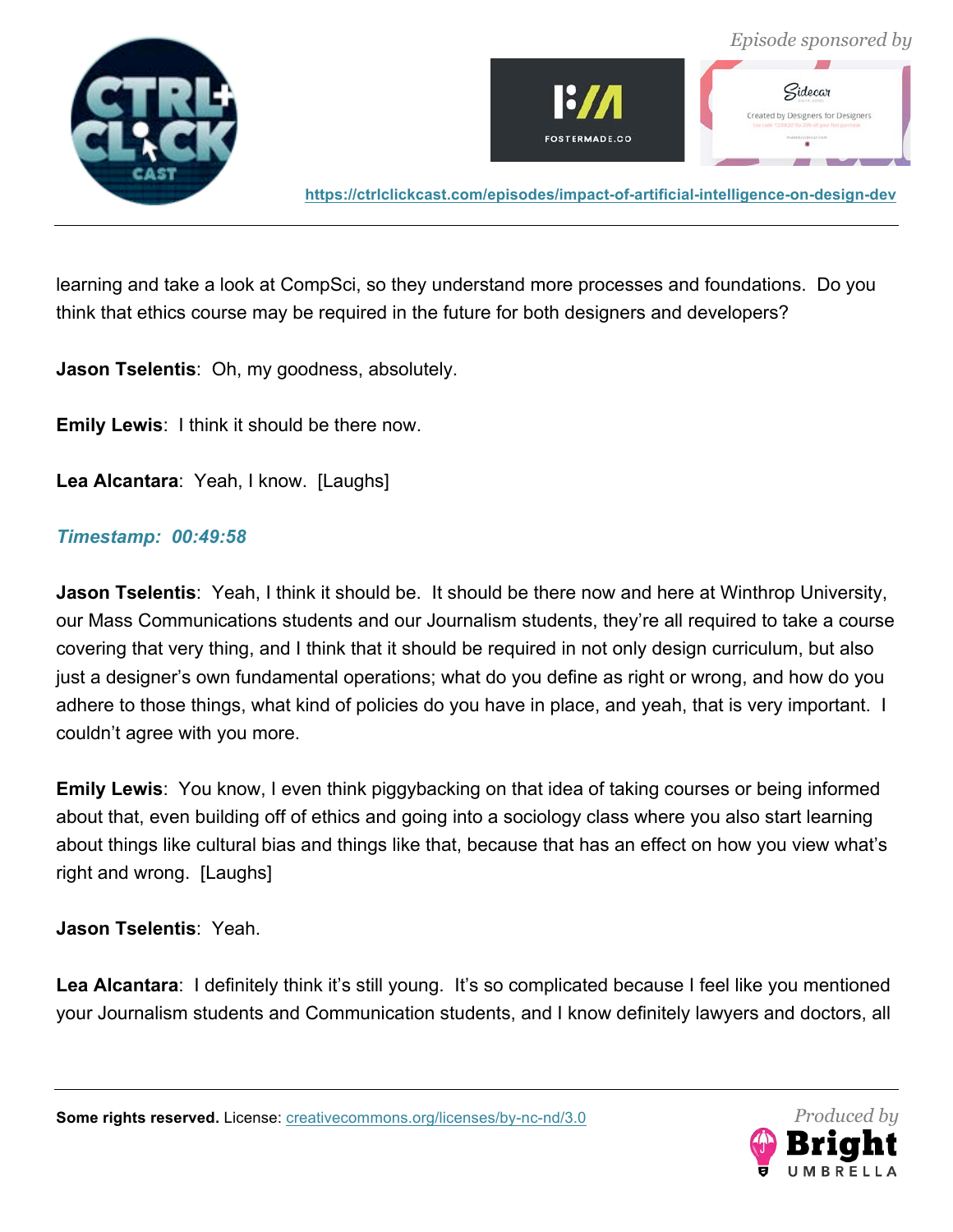learning and take a look at CompSci, so they understand more processes and foundations. Do you think that ethics course may be required in the future for both designers and developers?

**Jason Tselentis**: Oh, my goodness, absolutely.

**Emily Lewis**: I think it should be there now.

**Lea Alcantara**: Yeah, I know. [Laughs]

***Timestamp: 00:49:58***

**Jason Tselentis**: Yeah, I think it should be. It should be there now and here at Winthrop University, our Mass Communications students and our Journalism students, they're all required to take a course covering that very thing, and I think that it should be required in not only design curriculum, but also just a designer's own fundamental operations; what do you define as right or wrong, and how do you adhere to those things, what kind of policies do you have in place, and yeah, that is very important. I couldn't agree with you more.

**Emily Lewis**: You know, I even think piggybacking on that idea of taking courses or being informed about that, even building off of ethics and going into a sociology class where you also start learning about things like cultural bias and things like that, because that has an effect on how you view what's right and wrong. [Laughs]

**Jason Tselentis**: Yeah.

**Lea Alcantara**: I definitely think it's still young. It's so complicated because I feel like you mentioned your Journalism students and Communication students, and I know definitely lawyers and doctors, all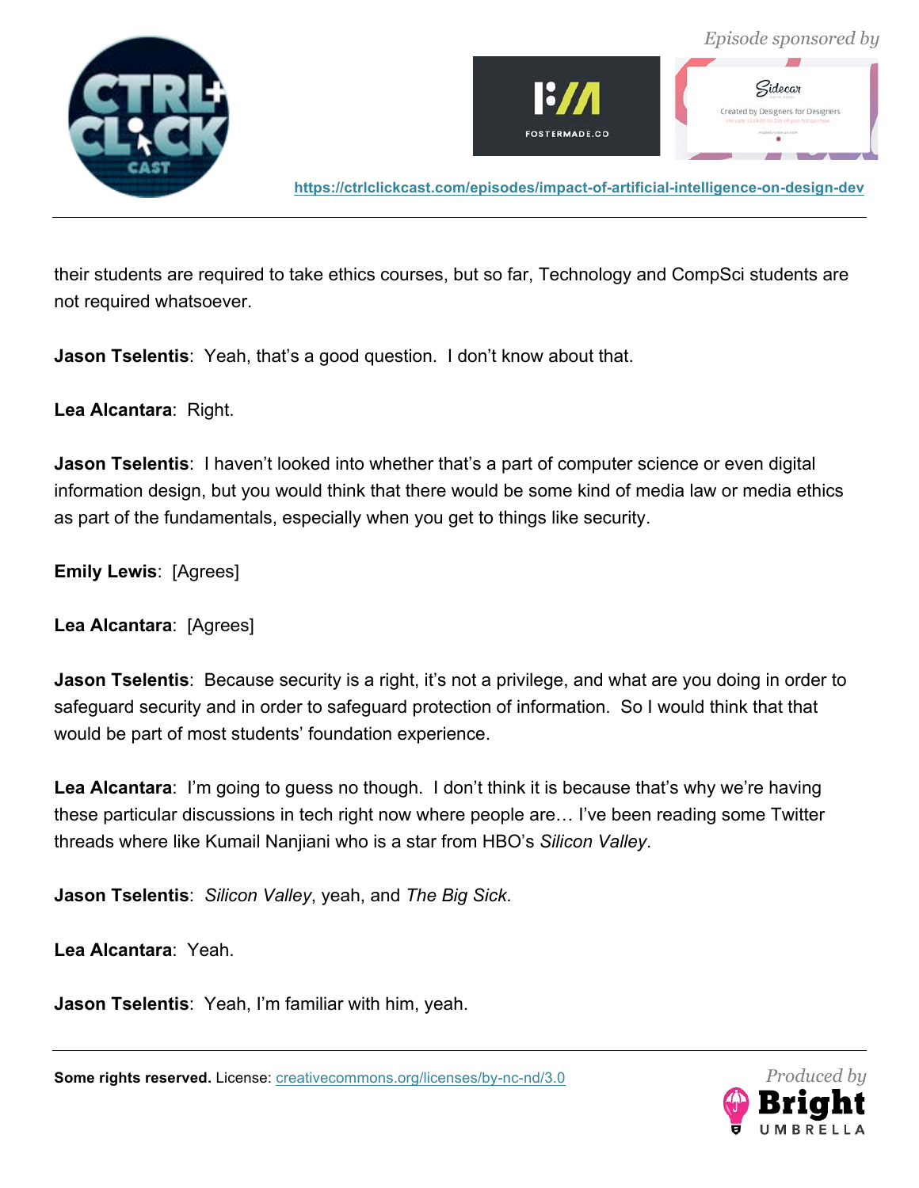their students are required to take ethics courses, but so far, Technology and CompSci students are not required whatsoever.

**Jason Tselentis**: Yeah, that's a good question. I don't know about that.

**Lea Alcantara**: Right.

**Jason Tselentis**: I haven't looked into whether that's a part of computer science or even digital information design, but you would think that there would be some kind of media law or media ethics as part of the fundamentals, especially when you get to things like security.

**Emily Lewis**: [Agrees]

**Lea Alcantara**: [Agrees]

**Jason Tselentis**: Because security is a right, it's not a privilege, and what are you doing in order to safeguard security and in order to safeguard protection of information. So I would think that that would be part of most students' foundation experience.

**Lea Alcantara**: I'm going to guess no though. I don't think it is because that's why we're having these particular discussions in tech right now where people are… I've been reading some Twitter threads where like Kumail Nanjiani who is a star from HBO's *Silicon Valley*.

**Jason Tselentis**: *Silicon Valley*, yeah, and *The Big Sick*.

**Lea Alcantara**: Yeah.

**Jason Tselentis**: Yeah, I'm familiar with him, yeah.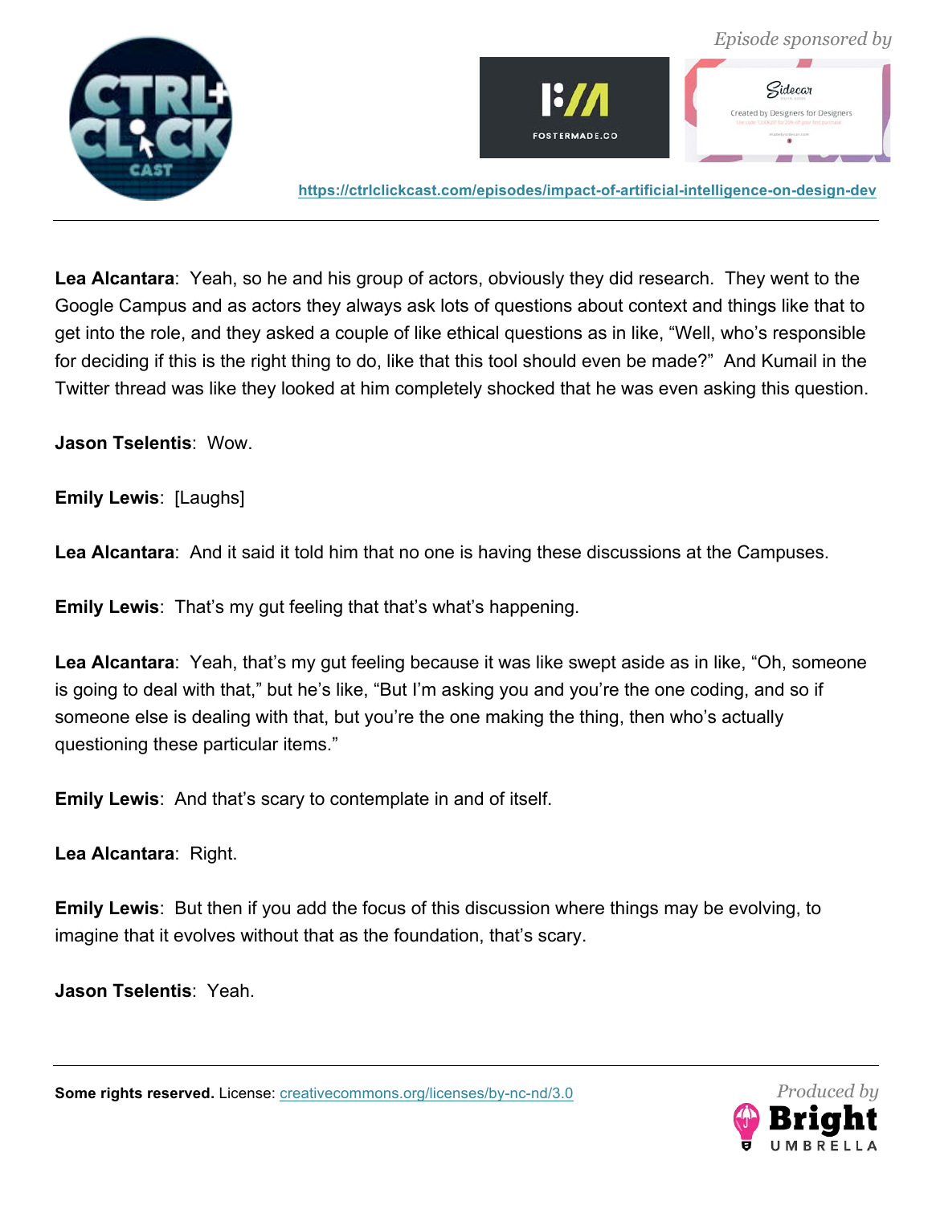**Lea Alcantara**: Yeah, so he and his group of actors, obviously they did research. They went to the Google Campus and as actors they always ask lots of questions about context and things like that to get into the role, and they asked a couple of like ethical questions as in like, "Well, who's responsible for deciding if this is the right thing to do, like that this tool should even be made?" And Kumail in the Twitter thread was like they looked at him completely shocked that he was even asking this question.

**Jason Tselentis**: Wow.

**Emily Lewis**: [Laughs]

**Lea Alcantara**: And it said it told him that no one is having these discussions at the Campuses.

**Emily Lewis**: That's my gut feeling that that's what's happening.

**Lea Alcantara**: Yeah, that's my gut feeling because it was like swept aside as in like, "Oh, someone is going to deal with that," but he's like, "But I'm asking you and you're the one coding, and so if someone else is dealing with that, but you're the one making the thing, then who's actually questioning these particular items."

**Emily Lewis**: And that's scary to contemplate in and of itself.

**Lea Alcantara**: Right.

**Emily Lewis**: But then if you add the focus of this discussion where things may be evolving, to imagine that it evolves without that as the foundation, that's scary.

**Jason Tselentis**: Yeah.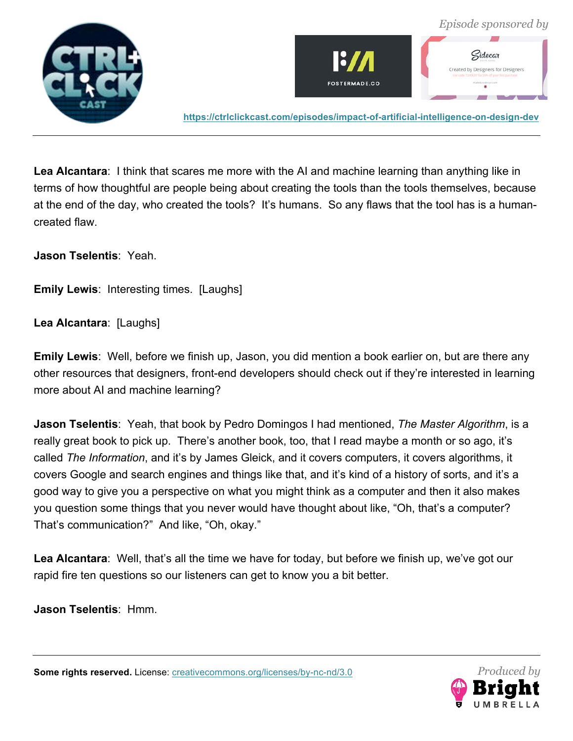**Lea Alcantara**: I think that scares me more with the AI and machine learning than anything like in terms of how thoughtful are people being about creating the tools than the tools themselves, because at the end of the day, who created the tools? It's humans. So any flaws that the tool has is a human-created flaw.

**Jason Tselentis**: Yeah.

**Emily Lewis**: Interesting times. [Laughs]

**Lea Alcantara**: [Laughs]

**Emily Lewis**: Well, before we finish up, Jason, you did mention a book earlier on, but are there any other resources that designers, front-end developers should check out if they're interested in learning more about AI and machine learning?

**Jason Tselentis**: Yeah, that book by Pedro Domingos I had mentioned, *The Master Algorithm*, is a really great book to pick up. There's another book, too, that I read maybe a month or so ago, it's called *The Information*, and it's by James Gleick, and it covers computers, it covers algorithms, it covers Google and search engines and things like that, and it's kind of a history of sorts, and it's a good way to give you a perspective on what you might think as a computer and then it also makes you question some things that you never would have thought about like, "Oh, that's a computer? That's communication?" And like, "Oh, okay."

**Lea Alcantara**: Well, that's all the time we have for today, but before we finish up, we've got our rapid fire ten questions so our listeners can get to know you a bit better.

**Jason Tselentis**: Hmm.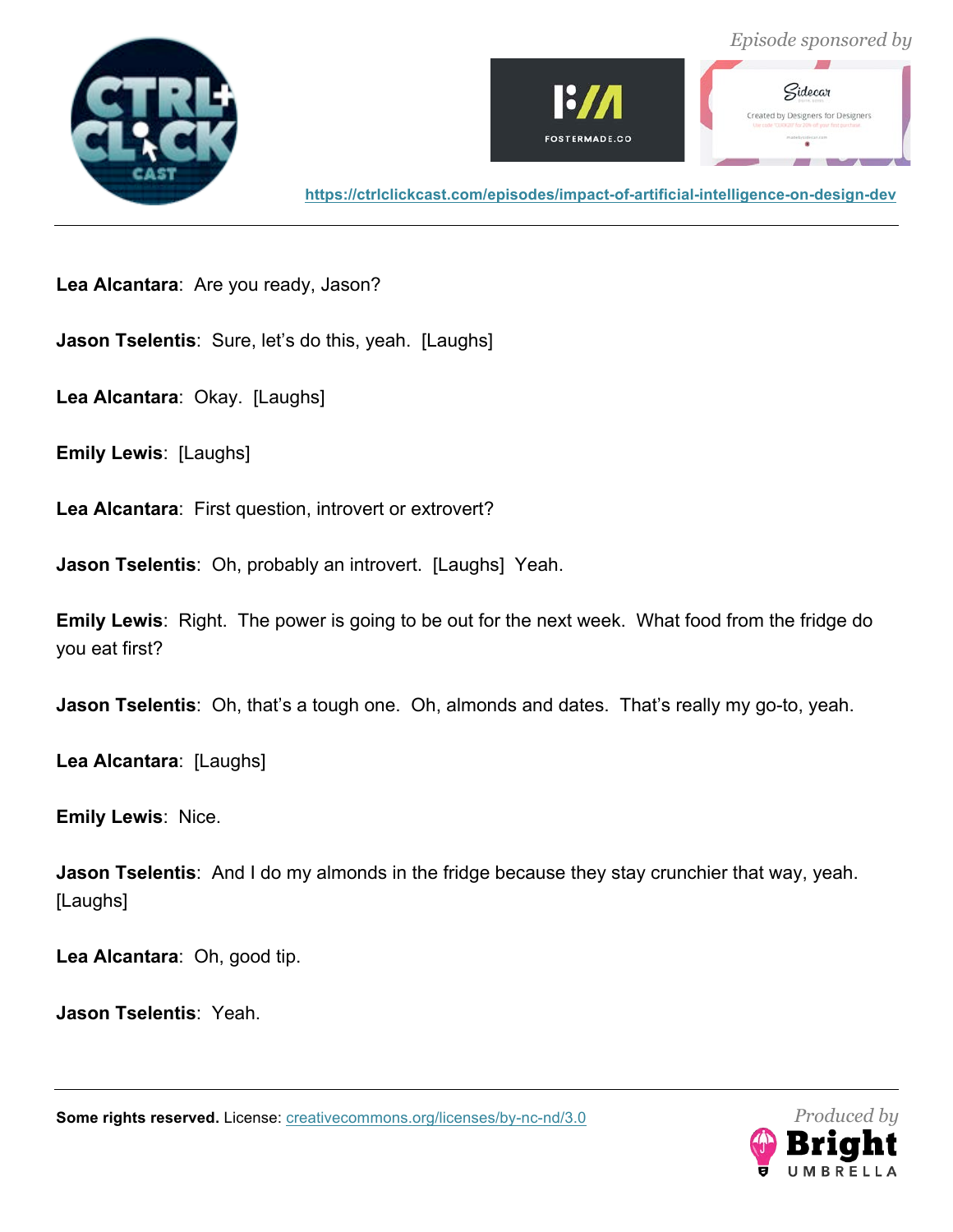**Lea Alcantara**: Are you ready, Jason?

**Jason Tselentis**: Sure, let's do this, yeah. [Laughs]

**Lea Alcantara**: Okay. [Laughs]

**Emily Lewis**: [Laughs]

**Lea Alcantara**: First question, introvert or extrovert?

**Jason Tselentis**: Oh, probably an introvert. [Laughs] Yeah.

**Emily Lewis**: Right. The power is going to be out for the next week. What food from the fridge do you eat first?

**Jason Tselentis**: Oh, that's a tough one. Oh, almonds and dates. That's really my go-to, yeah.

**Lea Alcantara**: [Laughs]

**Emily Lewis**: Nice.

**Jason Tselentis**: And I do my almonds in the fridge because they stay crunchier that way, yeah. [Laughs]

**Lea Alcantara**: Oh, good tip.

**Jason Tselentis**: Yeah.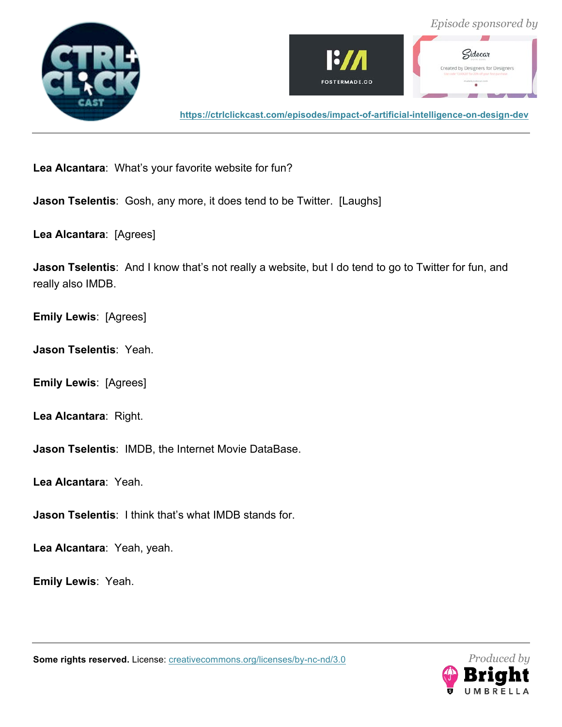**Lea Alcantara**: What's your favorite website for fun?

**Jason Tselentis**: Gosh, any more, it does tend to be Twitter. [Laughs]

**Lea Alcantara**: [Agrees]

**Jason Tselentis**: And I know that's not really a website, but I do tend to go to Twitter for fun, and really also IMDB.

**Emily Lewis**: [Agrees]

**Jason Tselentis**: Yeah.

**Emily Lewis**: [Agrees]

**Lea Alcantara**: Right.

**Jason Tselentis**: IMDB, the Internet Movie DataBase.

**Lea Alcantara**: Yeah.

**Jason Tselentis**: I think that's what IMDB stands for.

**Lea Alcantara**: Yeah, yeah.

**Emily Lewis**: Yeah.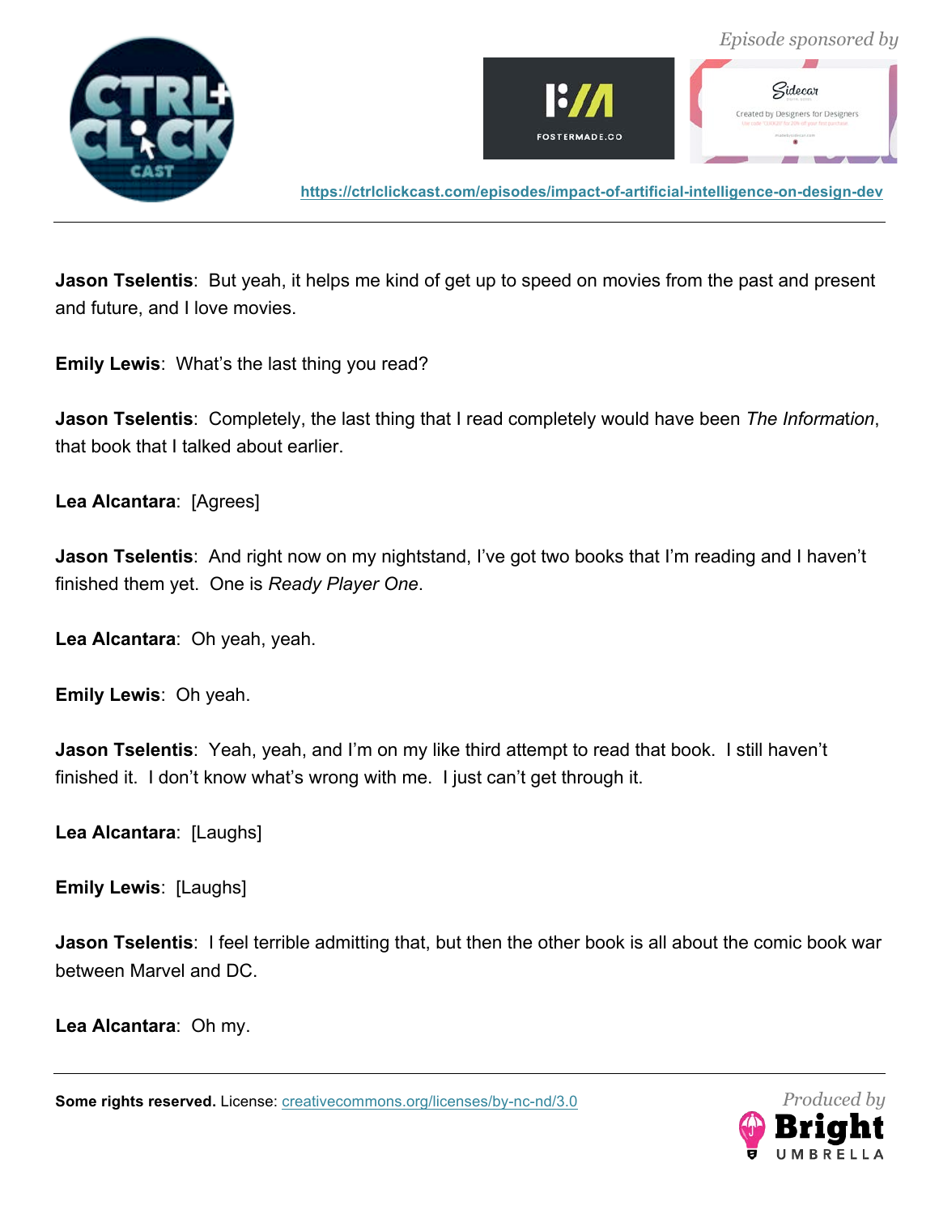**Jason Tselentis**: But yeah, it helps me kind of get up to speed on movies from the past and present and future, and I love movies.

**Emily Lewis**: What's the last thing you read?

**Jason Tselentis**: Completely, the last thing that I read completely would have been *The Information*, that book that I talked about earlier.

**Lea Alcantara**: [Agrees]

**Jason Tselentis**: And right now on my nightstand, I've got two books that I'm reading and I haven't finished them yet. One is *Ready Player One*.

**Lea Alcantara**: Oh yeah, yeah.

**Emily Lewis**: Oh yeah.

**Jason Tselentis**: Yeah, yeah, and I'm on my like third attempt to read that book. I still haven't finished it. I don't know what's wrong with me. I just can't get through it.

**Lea Alcantara**: [Laughs]

**Emily Lewis**: [Laughs]

**Jason Tselentis**: I feel terrible admitting that, but then the other book is all about the comic book war between Marvel and DC.

**Lea Alcantara**: Oh my.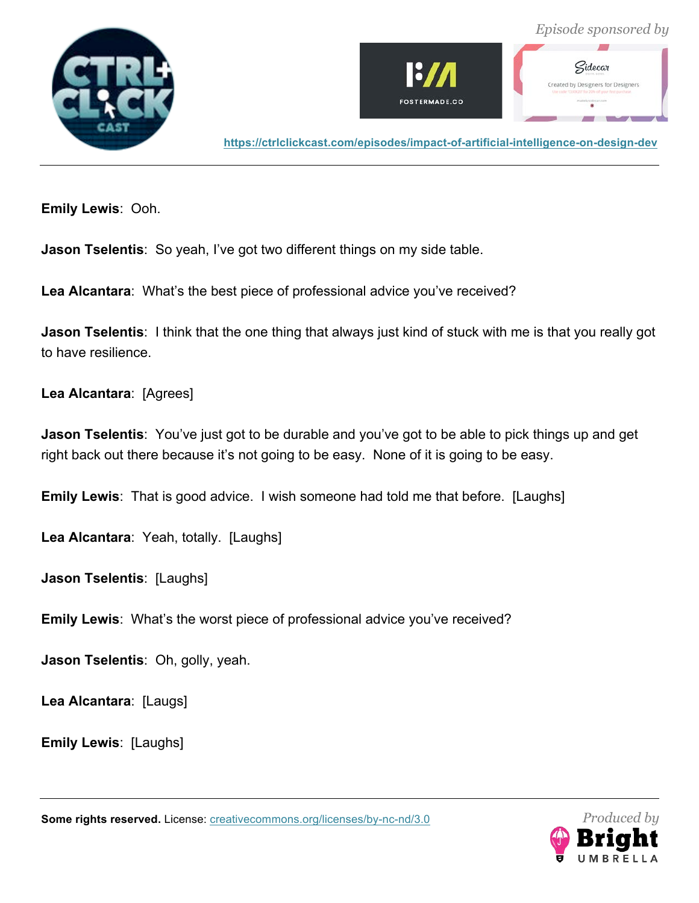**Emily Lewis**: Ooh.

**Jason Tselentis**: So yeah, I've got two different things on my side table.

**Lea Alcantara**: What's the best piece of professional advice you've received?

**Jason Tselentis**: I think that the one thing that always just kind of stuck with me is that you really got to have resilience.

**Lea Alcantara**: [Agrees]

**Jason Tselentis**: You've just got to be durable and you've got to be able to pick things up and get right back out there because it's not going to be easy. None of it is going to be easy.

**Emily Lewis**: That is good advice. I wish someone had told me that before. [Laughs]

**Lea Alcantara**: Yeah, totally. [Laughs]

**Jason Tselentis**: [Laughs]

**Emily Lewis**: What's the worst piece of professional advice you've received?

**Jason Tselentis**: Oh, golly, yeah.

**Lea Alcantara**: [Laugs]

**Emily Lewis**: [Laughs]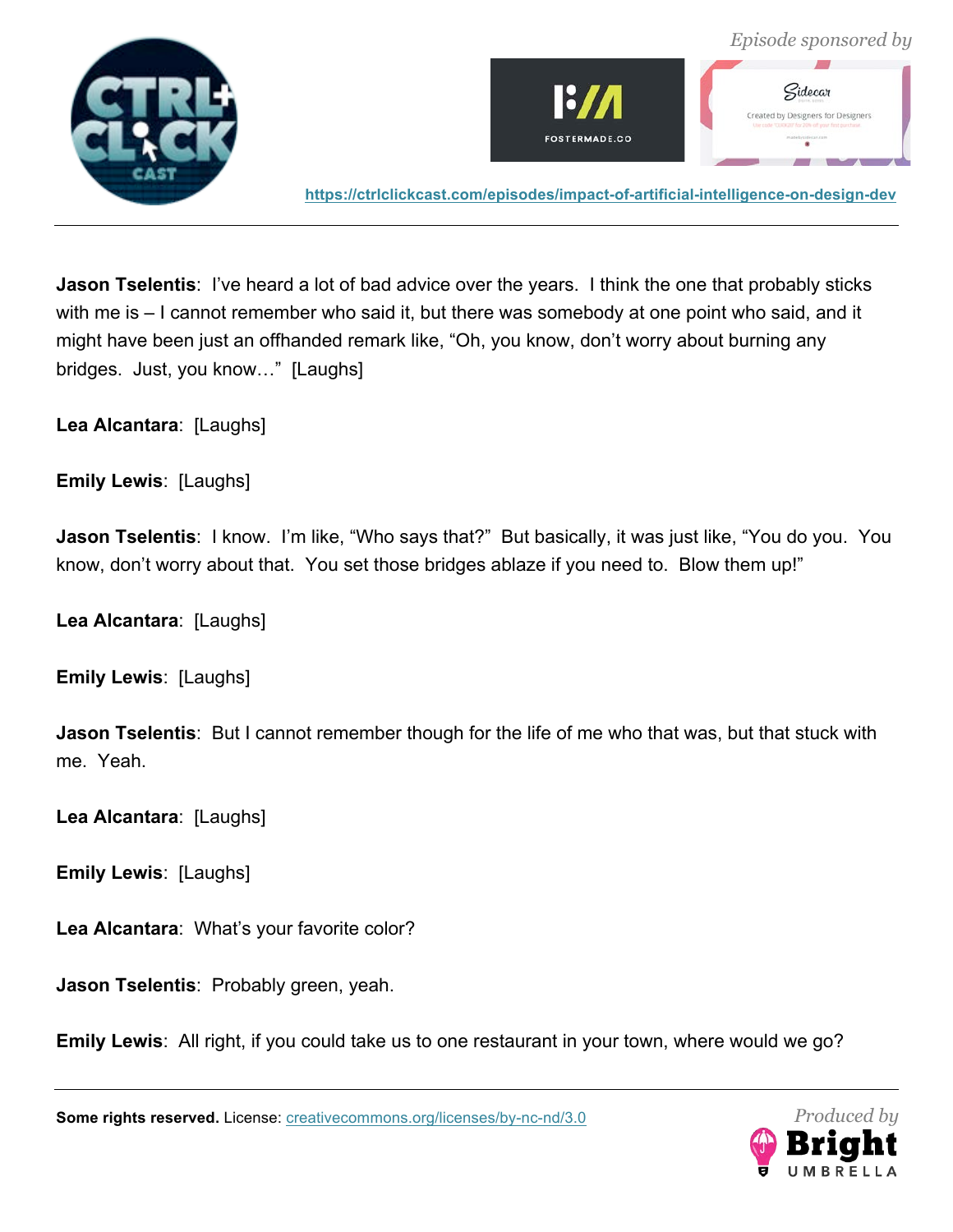**Jason Tselentis**: I've heard a lot of bad advice over the years. I think the one that probably sticks with me is – I cannot remember who said it, but there was somebody at one point who said, and it might have been just an offhanded remark like, "Oh, you know, don't worry about burning any bridges. Just, you know…" [Laughs]

**Lea Alcantara**: [Laughs]

**Emily Lewis**: [Laughs]

**Jason Tselentis**: I know. I'm like, "Who says that?" But basically, it was just like, "You do you. You know, don't worry about that. You set those bridges ablaze if you need to. Blow them up!"

**Lea Alcantara**: [Laughs]

**Emily Lewis**: [Laughs]

**Jason Tselentis**: But I cannot remember though for the life of me who that was, but that stuck with me. Yeah.

**Lea Alcantara**: [Laughs]

**Emily Lewis**: [Laughs]

**Lea Alcantara**: What's your favorite color?

**Jason Tselentis**: Probably green, yeah.

**Emily Lewis**: All right, if you could take us to one restaurant in your town, where would we go?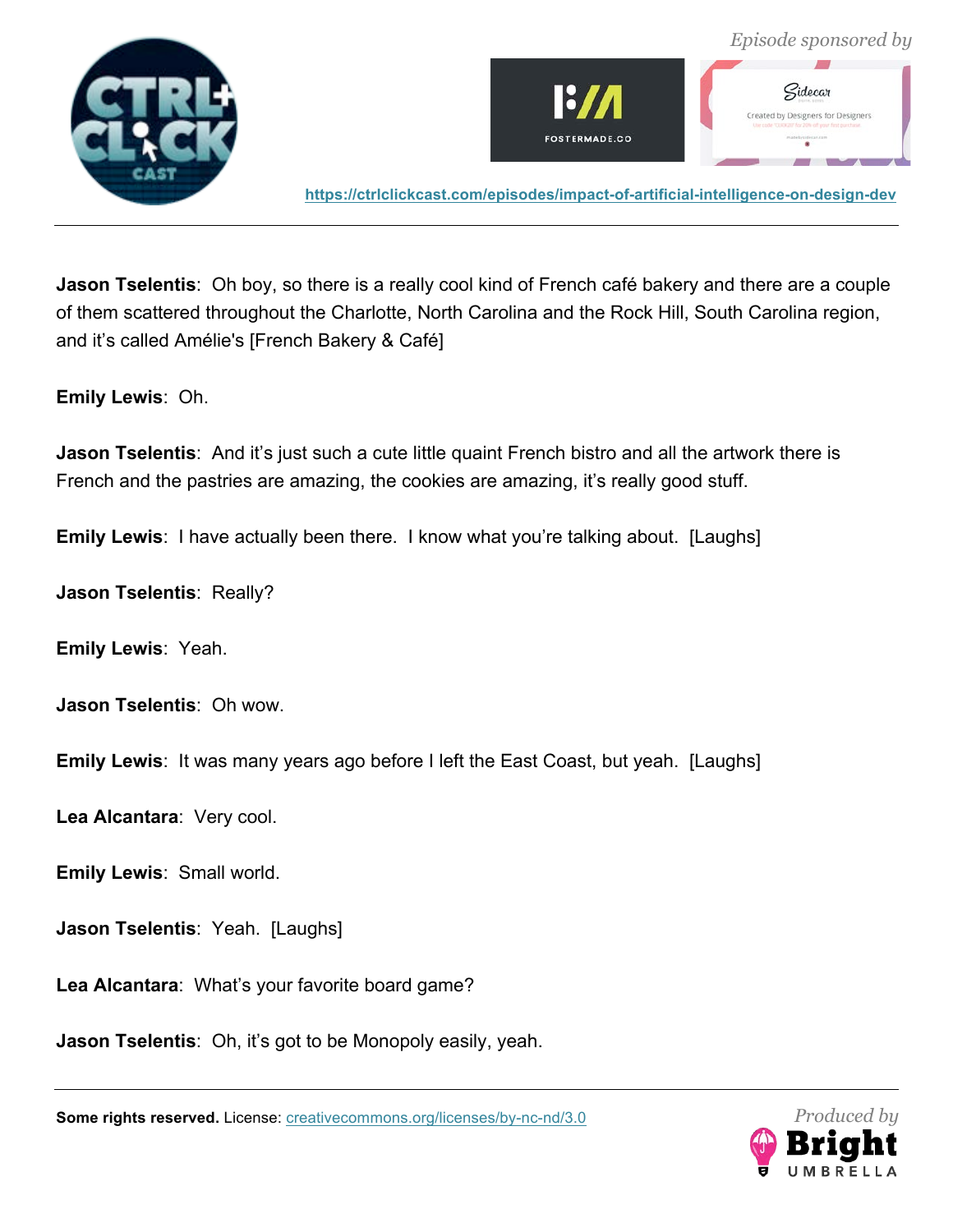**Jason Tselentis**: Oh boy, so there is a really cool kind of French café bakery and there are a couple of them scattered throughout the Charlotte, North Carolina and the Rock Hill, South Carolina region, and it's called Amélie's [French Bakery & Café]

**Emily Lewis**: Oh.

**Jason Tselentis**: And it's just such a cute little quaint French bistro and all the artwork there is French and the pastries are amazing, the cookies are amazing, it's really good stuff.

**Emily Lewis**: I have actually been there. I know what you're talking about. [Laughs]

**Jason Tselentis**: Really?

**Emily Lewis**: Yeah.

**Jason Tselentis**: Oh wow.

**Emily Lewis**: It was many years ago before I left the East Coast, but yeah. [Laughs]

**Lea Alcantara**: Very cool.

**Emily Lewis**: Small world.

**Jason Tselentis**: Yeah. [Laughs]

**Lea Alcantara**: What's your favorite board game?

**Jason Tselentis**: Oh, it's got to be Monopoly easily, yeah.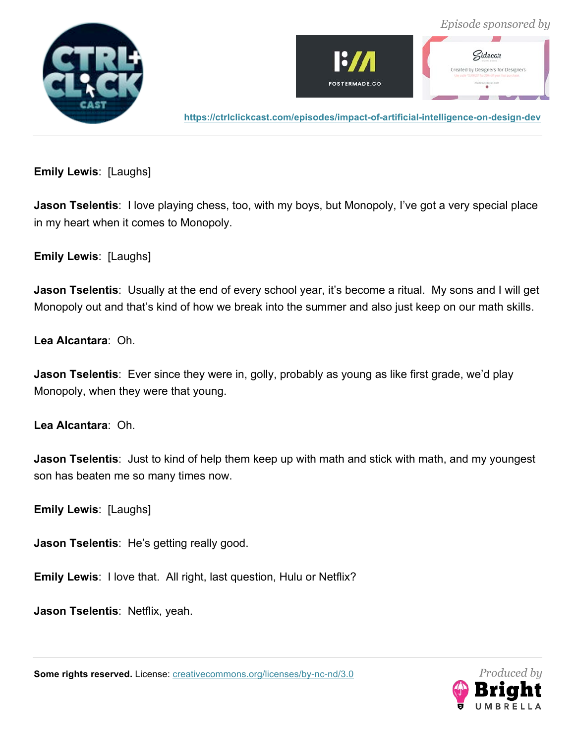**Emily Lewis**: [Laughs]

**Jason Tselentis**: I love playing chess, too, with my boys, but Monopoly, I've got a very special place in my heart when it comes to Monopoly.

**Emily Lewis**: [Laughs]

**Jason Tselentis**: Usually at the end of every school year, it's become a ritual. My sons and I will get Monopoly out and that's kind of how we break into the summer and also just keep on our math skills.

**Lea Alcantara**: Oh.

**Jason Tselentis**: Ever since they were in, golly, probably as young as like first grade, we'd play Monopoly, when they were that young.

**Lea Alcantara**: Oh.

**Jason Tselentis**: Just to kind of help them keep up with math and stick with math, and my youngest son has beaten me so many times now.

**Emily Lewis**: [Laughs]

**Jason Tselentis**: He's getting really good.

**Emily Lewis**: I love that. All right, last question, Hulu or Netflix?

**Jason Tselentis**: Netflix, yeah.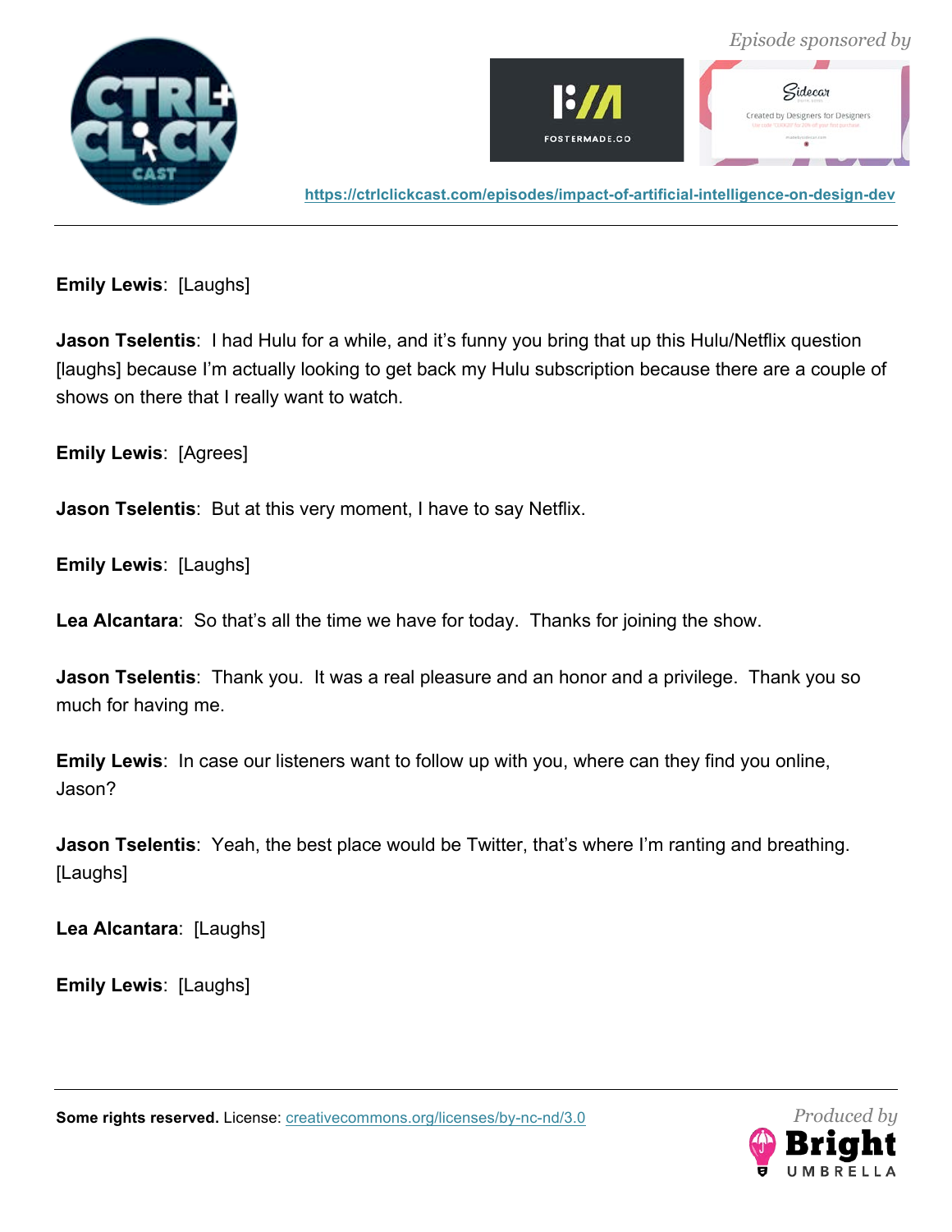**Emily Lewis**: [Laughs]

**Jason Tselentis**: I had Hulu for a while, and it's funny you bring that up this Hulu/Netflix question [laughs] because I'm actually looking to get back my Hulu subscription because there are a couple of shows on there that I really want to watch.

**Emily Lewis**: [Agrees]

**Jason Tselentis**: But at this very moment, I have to say Netflix.

**Emily Lewis**: [Laughs]

**Lea Alcantara**: So that's all the time we have for today. Thanks for joining the show.

**Jason Tselentis**: Thank you. It was a real pleasure and an honor and a privilege. Thank you so much for having me.

**Emily Lewis**: In case our listeners want to follow up with you, where can they find you online, Jason?

**Jason Tselentis**: Yeah, the best place would be Twitter, that's where I'm ranting and breathing. [Laughs]

**Lea Alcantara**: [Laughs]

**Emily Lewis**: [Laughs]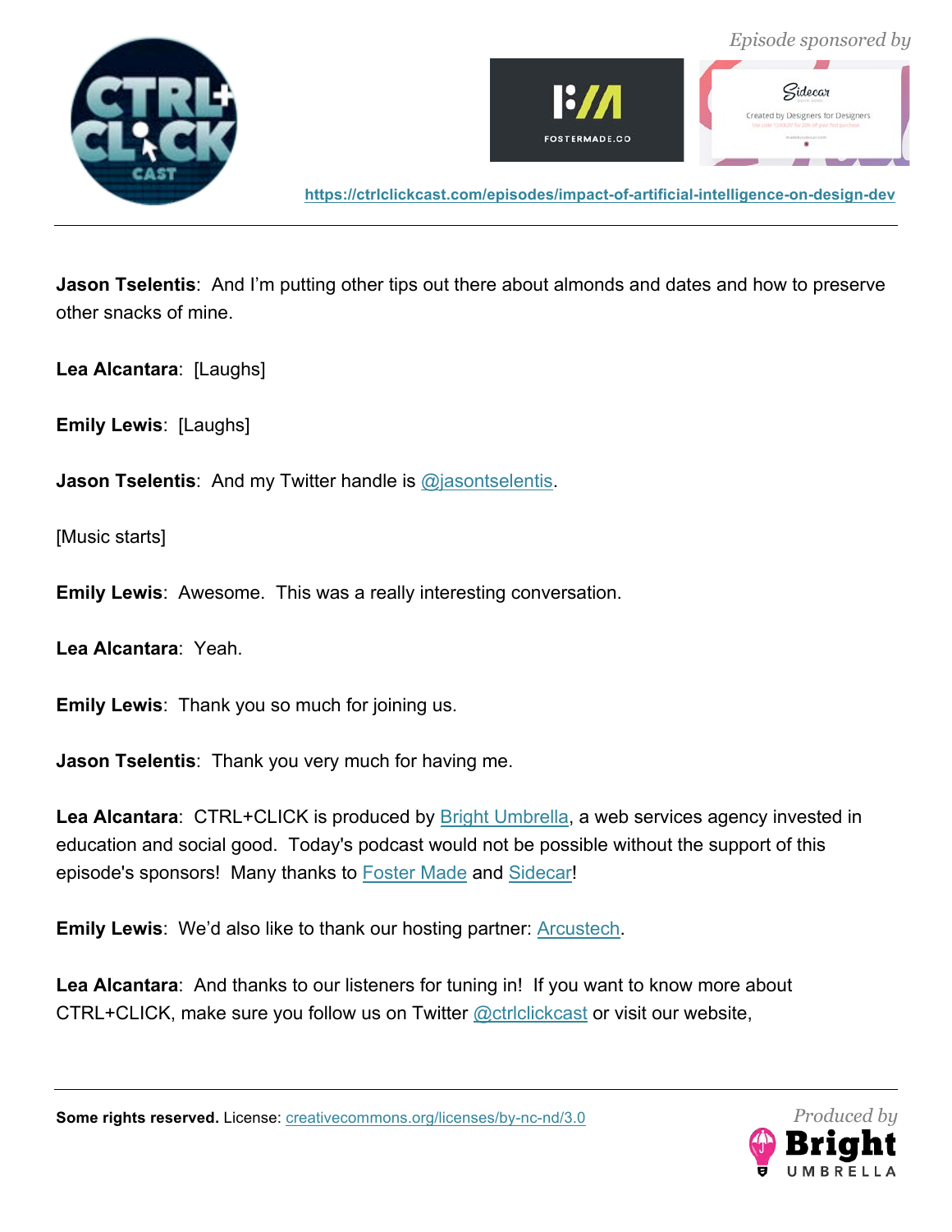**Jason Tselentis**: And I'm putting other tips out there about almonds and dates and how to preserve other snacks of mine.

**Lea Alcantara**: [Laughs]

**Emily Lewis**: [Laughs]

**Jason Tselentis**: And my Twitter handle is @jasontselentis.

[Music starts]

**Emily Lewis**: Awesome. This was a really interesting conversation.

**Lea Alcantara**: Yeah.

**Emily Lewis**: Thank you so much for joining us.

**Jason Tselentis**: Thank you very much for having me.

**Lea Alcantara**: CTRL+CLICK is produced by Bright Umbrella, a web services agency invested in education and social good. Today's podcast would not be possible without the support of this episode's sponsors! Many thanks to Foster Made and Sidecar!

**Emily Lewis**: We'd also like to thank our hosting partner: Arcustech.

**Lea Alcantara**: And thanks to our listeners for tuning in! If you want to know more about CTRL+CLICK, make sure you follow us on Twitter @ctrlclickcast or visit our website,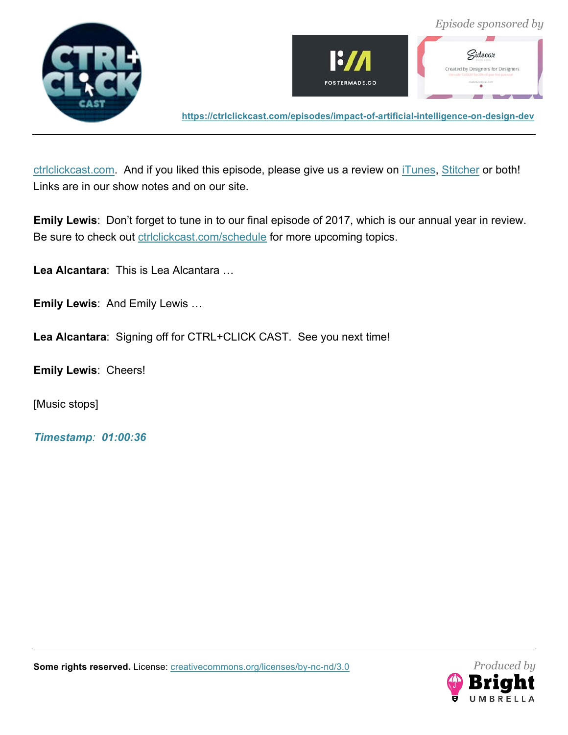ctrlclickcast.com. And if you liked this episode, please give us a review on iTunes, Stitcher or both! Links are in our show notes and on our site.

**Emily Lewis**: Don't forget to tune in to our final episode of 2017, which is our annual year in review. Be sure to check out ctrlclickcast.com/schedule for more upcoming topics.

**Lea Alcantara**: This is Lea Alcantara …

**Emily Lewis**: And Emily Lewis …

**Lea Alcantara**: Signing off for CTRL+CLICK CAST. See you next time!

**Emily Lewis**: Cheers!

[Music stops]

***Timestamp**: 01:00:36*